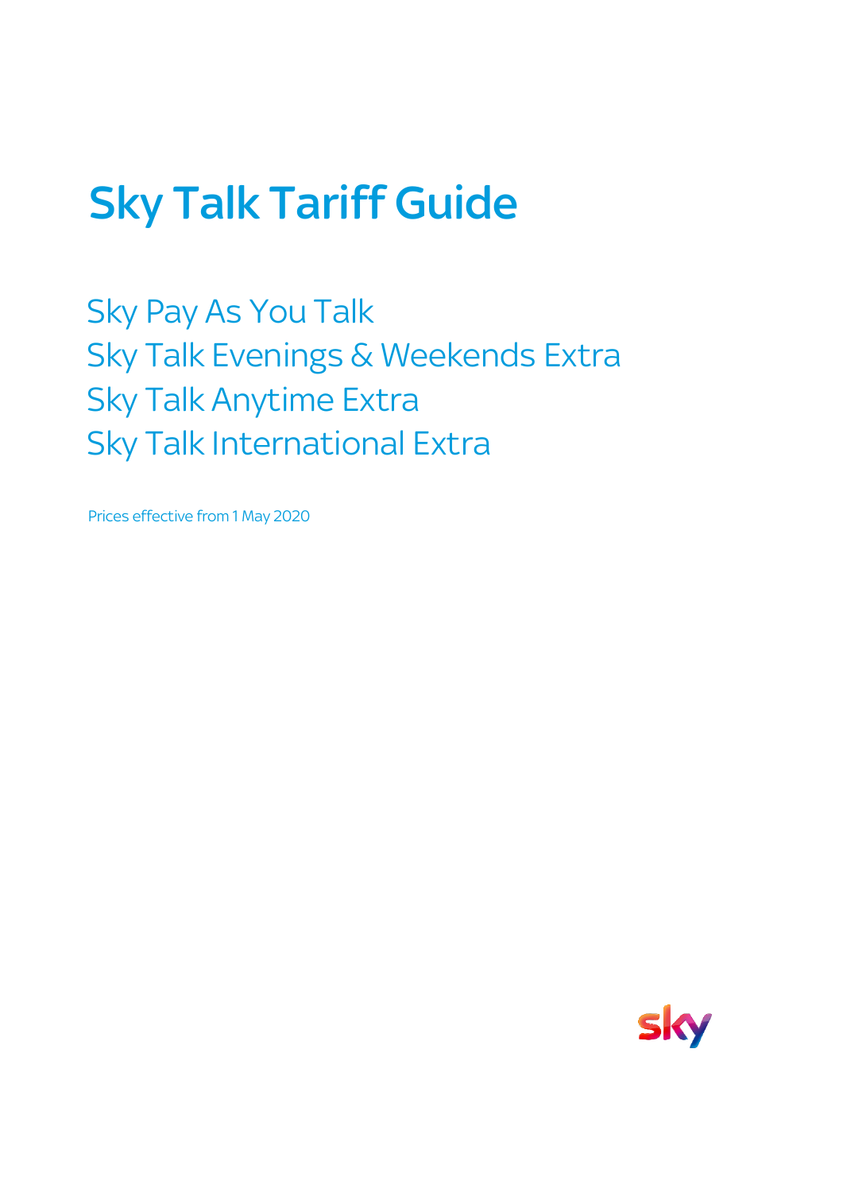# Sky Talk Tariff Guide

## Sky Pay As You Talk
## Sky Talk Evenings & Weekends Extra
## Sky Talk Anytime Extra
## Sky Talk International Extra

Prices effective from 1 May 2020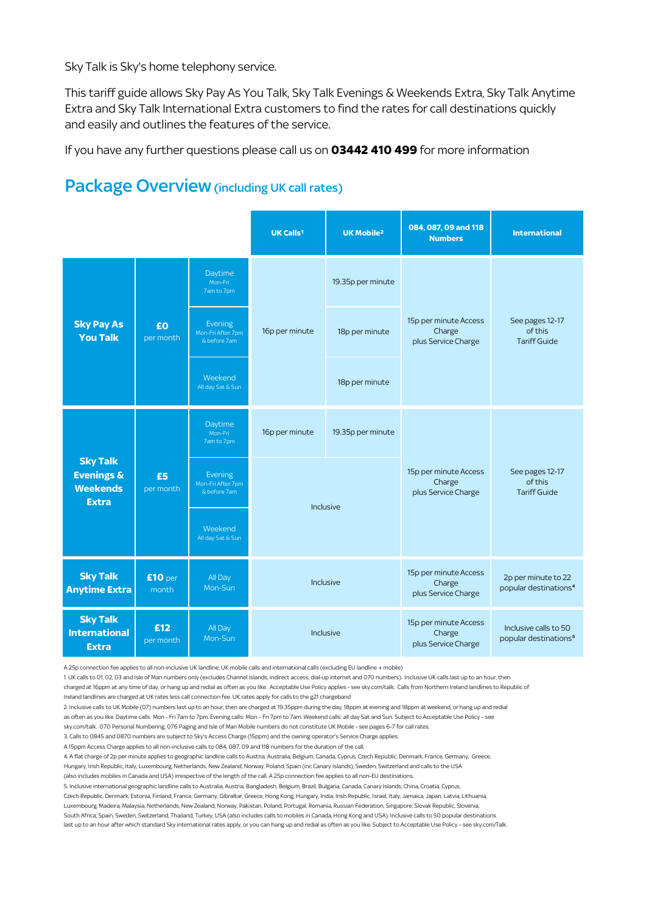Sky Talk is Sky's home telephony service.

This tariff guide allows Sky Pay As You Talk, Sky Talk Evenings & Weekends Extra, Sky Talk Anytime Extra and Sky Talk International Extra customers to find the rates for call destinations quickly and easily and outlines the features of the service.

If you have any further questions please call us on **03442 410 499** for more information

## Package Overview (including UK call rates)

| | | | UK Calls[1] | UK Mobile[2] | 084, 087, 09 and 118 Numbers | International |
|---|---|---|---|---|---|---|
| **Sky Pay As You Talk** | **£0** per month | Daytime Mon-Fri 7am to 7pm | 16p per minute | 19.35p per minute | 15p per minute Access Charge plus Service Charge | See pages 12-17 of this Tariff Guide |
| | | Evening Mon-Fri After 7pm & before 7am | | 18p per minute | | |
| | | Weekend All day Sat & Sun | | 18p per minute | | |
| **Sky Talk Evenings & Weekends Extra** | **£5** per month | Daytime Mon-Fri 7am to 7pm | 16p per minute | 19.35p per minute | 15p per minute Access Charge plus Service Charge | See pages 12-17 of this Tariff Guide |
| | | Evening Mon-Fri After 7pm & before 7am | Inclusive | | | |
| | | Weekend All day Sat & Sun | | | | |
| **Sky Talk Anytime Extra** | **£10** per month | All Day Mon-Sun | Inclusive | | 15p per minute Access Charge plus Service Charge | 2p per minute to 22 popular destinations[4] |
| **Sky Talk International Extra** | **£12** per month | All Day Mon-Sun | Inclusive | | 15p per minute Access Charge plus Service Charge | Inclusive calls to 50 popular destinations[5] |

A 25p connection fee applies to all non-inclusive UK landline, UK mobile calls and international calls (excluding EU landline + mobile)

1. UK calls to 01, 02, 03 and Isle of Man numbers only (excludes Channel Islands, indirect access, dial-up internet and 070 numbers). Inclusive UK calls last up to an hour, then charged at 16ppm at any time of day, or hang up and redial as often as you like. Acceptable Use Policy applies - see sky.com/talk. Calls from Northern Ireland landlines to Republic of Ireland landlines are charged at UK rates less call connection fee. UK rates apply for calls to the g21 chargeband

2. Inclusive calls to UK Mobile (07) numbers last up to an hour, then are charged at 19.35ppm during the day, 18ppm at evening and 18ppm at weekend, or hang up and redial as often as you like. Daytime calls: Mon - Fri 7am to 7pm. Evening calls: Mon – Fri 7pm to 7am. Weekend calls: all day Sat and Sun. Subject to Acceptable Use Policy – see sky.com/talk. 070 Personal Numbering, 076 Paging and Isle of Man Mobile numbers do not constitute UK Mobile - see pages 6-7 for call rates.

3. Calls to 0845 and 0870 numbers are subject to Sky's Access Charge (15ppm) and the owning operator's Service Charge applies.

A 15ppm Access Charge applies to all non-inclusive calls to 084, 087, 09 and 118 numbers for the duration of the call.

4. A flat charge of 2p per minute applies to geographic landline calls to Austria, Australia, Belgium, Canada, Cyprus, Czech Republic, Denmark, France, Germany, Greece, Hungary, Irish Republic, Italy, Luxembourg, Netherlands, New Zealand, Norway, Poland, Spain (inc Canary Islands), Sweden, Switzerland and calls to the USA (also includes mobiles in Canada and USA) irrespective of the length of the call. A 25p connection fee applies to all non-EU destinations.

5. Inclusive international geographic landline calls to Australia, Austria, Bangladesh, Belgium, Brazil, Bulgaria, Canada, Canary Islands, China, Croatia, Cyprus, Czech Republic, Denmark, Estonia, Finland, France, Germany, Gibraltar, Greece, Hong Kong, Hungary, India, Irish Republic, Israel, Italy, Jamaica, Japan, Latvia, Lithuania, Luxembourg, Madeira, Malaysia, Netherlands, New Zealand, Norway, Pakistan, Poland, Portugal, Romania, Russian Federation, Singapore, Slovak Republic, Slovenia, South Africa, Spain, Sweden, Switzerland, Thailand, Turkey, USA (also includes calls to mobiles in Canada, Hong Kong and USA). Inclusive calls to 50 popular destinations last up to an hour after which standard Sky international rates apply, or you can hang up and redial as often as you like. Subject to Acceptable Use Policy – see sky.com/Talk.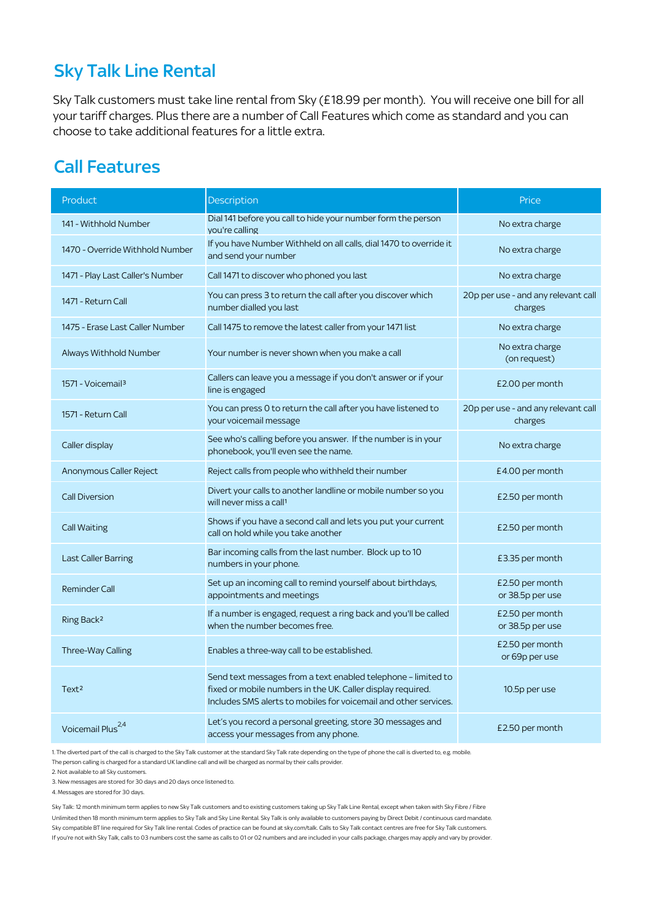## Sky Talk Line Rental

Sky Talk customers must take line rental from Sky (£18.99 per month). You will receive one bill for all your tariff charges. Plus there are a number of Call Features which come as standard and you can choose to take additional features for a little extra.

## Call Features

| Product | Description | Price |
|---|---|---|
| 141 - Withhold Number | Dial 141 before you call to hide your number form the person you're calling | No extra charge |
| 1470 - Override Withhold Number | If you have Number Withheld on all calls, dial 1470 to override it and send your number | No extra charge |
| 1471 - Play Last Caller's Number | Call 1471 to discover who phoned you last | No extra charge |
| 1471 - Return Call | You can press 3 to return the call after you discover which number dialled you last | 20p per use - and any relevant call charges |
| 1475 - Erase Last Caller Number | Call 1475 to remove the latest caller from your 1471 list | No extra charge |
| Always Withhold Number | Your number is never shown when you make a call | No extra charge (on request) |
| 1571 - Voicemail[3] | Callers can leave you a message if you don't answer or if your line is engaged | £2.00 per month |
| 1571 - Return Call | You can press 0 to return the call after you have listened to your voicemail message | 20p per use - and any relevant call charges |
| Caller display | See who's calling before you answer. If the number is in your phonebook, you'll even see the name. | No extra charge |
| Anonymous Caller Reject | Reject calls from people who withheld their number | £4.00 per month |
| Call Diversion | Divert your calls to another landline or mobile number so you will never miss a call[1] | £2.50 per month |
| Call Waiting | Shows if you have a second call and lets you put your current call on hold while you take another | £2.50 per month |
| Last Caller Barring | Bar incoming calls from the last number. Block up to 10 numbers in your phone. | £3.35 per month |
| Reminder Call | Set up an incoming call to remind yourself about birthdays, appointments and meetings | £2.50 per month or 38.5p per use |
| Ring Back[2] | If a number is engaged, request a ring back and you'll be called when the number becomes free. | £2.50 per month or 38.5p per use |
| Three-Way Calling | Enables a three-way call to be established. | £2.50 per month or 69p per use |
| Text[2] | Send text messages from a text enabled telephone – limited to fixed or mobile numbers in the UK. Caller display required. Includes SMS alerts to mobiles for voicemail and other services. | 10.5p per use |
| Voicemail Plus[2,4] | Let's you record a personal greeting, store 30 messages and access your messages from any phone. | £2.50 per month |

1. The diverted part of the call is charged to the Sky Talk customer at the standard Sky Talk rate depending on the type of phone the call is diverted to, e.g. mobile. The person calling is charged for a standard UK landline call and will be charged as normal by their calls provider.
2. Not available to all Sky customers.
3. New messages are stored for 30 days and 20 days once listened to.
4. Messages are stored for 30 days.

Sky Talk: 12 month minimum term applies to new Sky Talk customers and to existing customers taking up Sky Talk Line Rental, except when taken with Sky Fibre / Fibre Unlimited then 18 month minimum term applies to Sky Talk and Sky Line Rental. Sky Talk is only available to customers paying by Direct Debit / continuous card mandate. Sky compatible BT line required for Sky Talk line rental. Codes of practice can be found at sky.com/talk. Calls to Sky Talk contact centres are free for Sky Talk customers. If you're not with Sky Talk, calls to 03 numbers cost the same as calls to 01 or 02 numbers and are included in your calls package, charges may apply and vary by provider.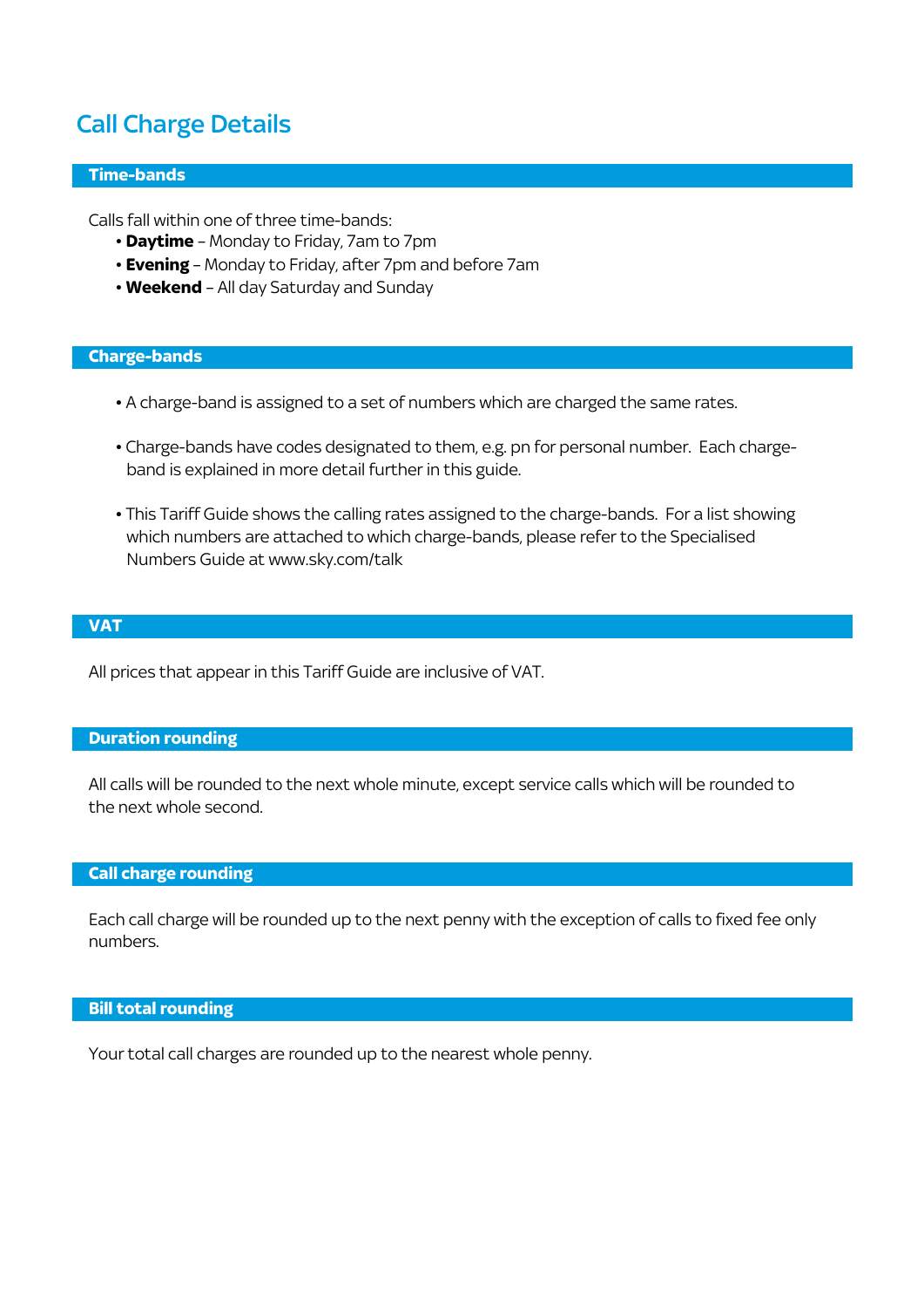# Call Charge Details

## Time-bands

Calls fall within one of three time-bands:

- **Daytime** – Monday to Friday, 7am to 7pm
- **Evening** – Monday to Friday, after 7pm and before 7am
- **Weekend** – All day Saturday and Sunday

## Charge-bands

- A charge-band is assigned to a set of numbers which are charged the same rates.
- Charge-bands have codes designated to them, e.g. pn for personal number. Each charge-band is explained in more detail further in this guide.
- This Tariff Guide shows the calling rates assigned to the charge-bands. For a list showing which numbers are attached to which charge-bands, please refer to the Specialised Numbers Guide at www.sky.com/talk

## VAT

All prices that appear in this Tariff Guide are inclusive of VAT.

## Duration rounding

All calls will be rounded to the next whole minute, except service calls which will be rounded to the next whole second.

## Call charge rounding

Each call charge will be rounded up to the next penny with the exception of calls to fixed fee only numbers.

## Bill total rounding

Your total call charges are rounded up to the nearest whole penny.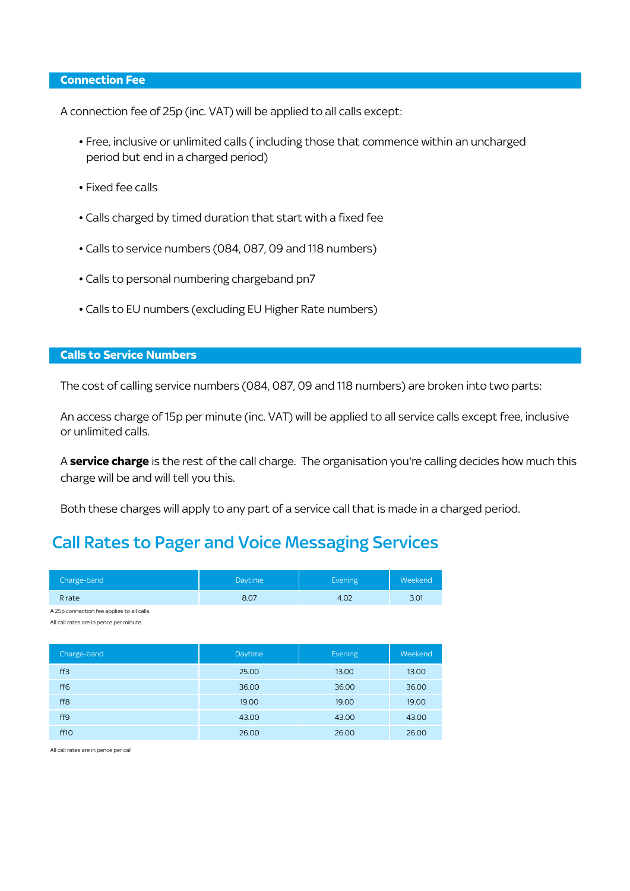## Connection Fee

A connection fee of 25p (inc. VAT) will be applied to all calls except:

- Free, inclusive or unlimited calls ( including those that commence within an uncharged period but end in a charged period)
- Fixed fee calls
- Calls charged by timed duration that start with a fixed fee
- Calls to service numbers (084, 087, 09 and 118 numbers)
- Calls to personal numbering chargeband pn7
- Calls to EU numbers (excluding EU Higher Rate numbers)

## Calls to Service Numbers

The cost of calling service numbers (084, 087, 09 and 118 numbers) are broken into two parts:

An access charge of 15p per minute (inc. VAT) will be applied to all service calls except free, inclusive or unlimited calls.

A **service charge** is the rest of the call charge. The organisation you're calling decides how much this charge will be and will tell you this.

Both these charges will apply to any part of a service call that is made in a charged period.

# Call Rates to Pager and Voice Messaging Services

| Charge-band | Daytime | Evening | Weekend |
|---|---|---|---|
| R rate | 8.07 | 4.02 | 3.01 |

A 25p connection fee applies to all calls.

All call rates are in pence per minute.

| Charge-band | Daytime | Evening | Weekend |
|---|---|---|---|
| ff3 | 25.00 | 13.00 | 13.00 |
| ff6 | 36.00 | 36.00 | 36.00 |
| ff8 | 19.00 | 19.00 | 19.00 |
| ff9 | 43.00 | 43.00 | 43.00 |
| ff10 | 26.00 | 26.00 | 26.00 |

All call rates are in pence per call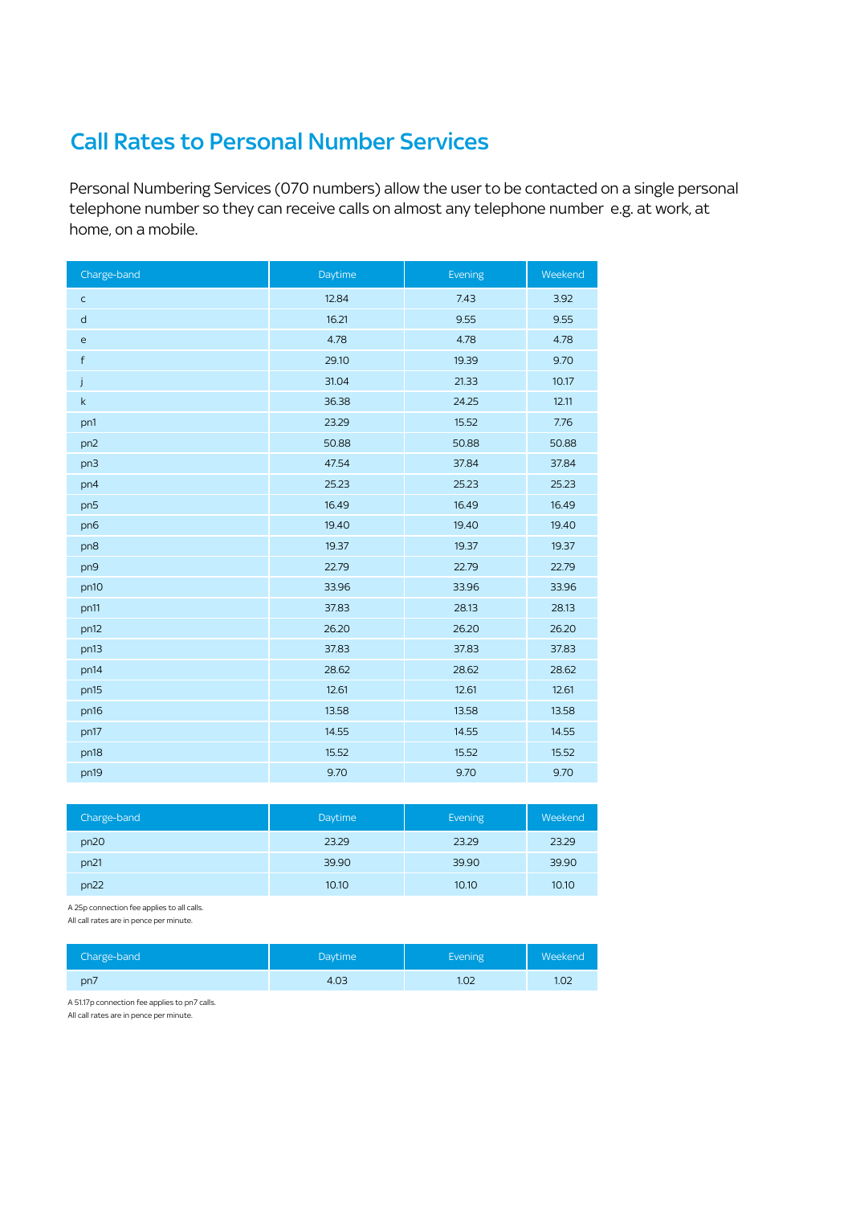## Call Rates to Personal Number Services

Personal Numbering Services (070 numbers) allow the user to be contacted on a single personal telephone number so they can receive calls on almost any telephone number e.g. at work, at home, on a mobile.

| Charge-band | Daytime | Evening | Weekend |
|---|---|---|---|
| c | 12.84 | 7.43 | 3.92 |
| d | 16.21 | 9.55 | 9.55 |
| e | 4.78 | 4.78 | 4.78 |
| f | 29.10 | 19.39 | 9.70 |
| j | 31.04 | 21.33 | 10.17 |
| k | 36.38 | 24.25 | 12.11 |
| pn1 | 23.29 | 15.52 | 7.76 |
| pn2 | 50.88 | 50.88 | 50.88 |
| pn3 | 47.54 | 37.84 | 37.84 |
| pn4 | 25.23 | 25.23 | 25.23 |
| pn5 | 16.49 | 16.49 | 16.49 |
| pn6 | 19.40 | 19.40 | 19.40 |
| pn8 | 19.37 | 19.37 | 19.37 |
| pn9 | 22.79 | 22.79 | 22.79 |
| pn10 | 33.96 | 33.96 | 33.96 |
| pn11 | 37.83 | 28.13 | 28.13 |
| pn12 | 26.20 | 26.20 | 26.20 |
| pn13 | 37.83 | 37.83 | 37.83 |
| pn14 | 28.62 | 28.62 | 28.62 |
| pn15 | 12.61 | 12.61 | 12.61 |
| pn16 | 13.58 | 13.58 | 13.58 |
| pn17 | 14.55 | 14.55 | 14.55 |
| pn18 | 15.52 | 15.52 | 15.52 |
| pn19 | 9.70 | 9.70 | 9.70 |

| Charge-band | Daytime | Evening | Weekend |
|---|---|---|---|
| pn20 | 23.29 | 23.29 | 23.29 |
| pn21 | 39.90 | 39.90 | 39.90 |
| pn22 | 10.10 | 10.10 | 10.10 |

A 25p connection fee applies to all calls.
All call rates are in pence per minute.

| Charge-band | Daytime | Evening | Weekend |
|---|---|---|---|
| pn7 | 4.03 | 1.02 | 1.02 |

A 51.17p connection fee applies to pn7 calls.
All call rates are in pence per minute.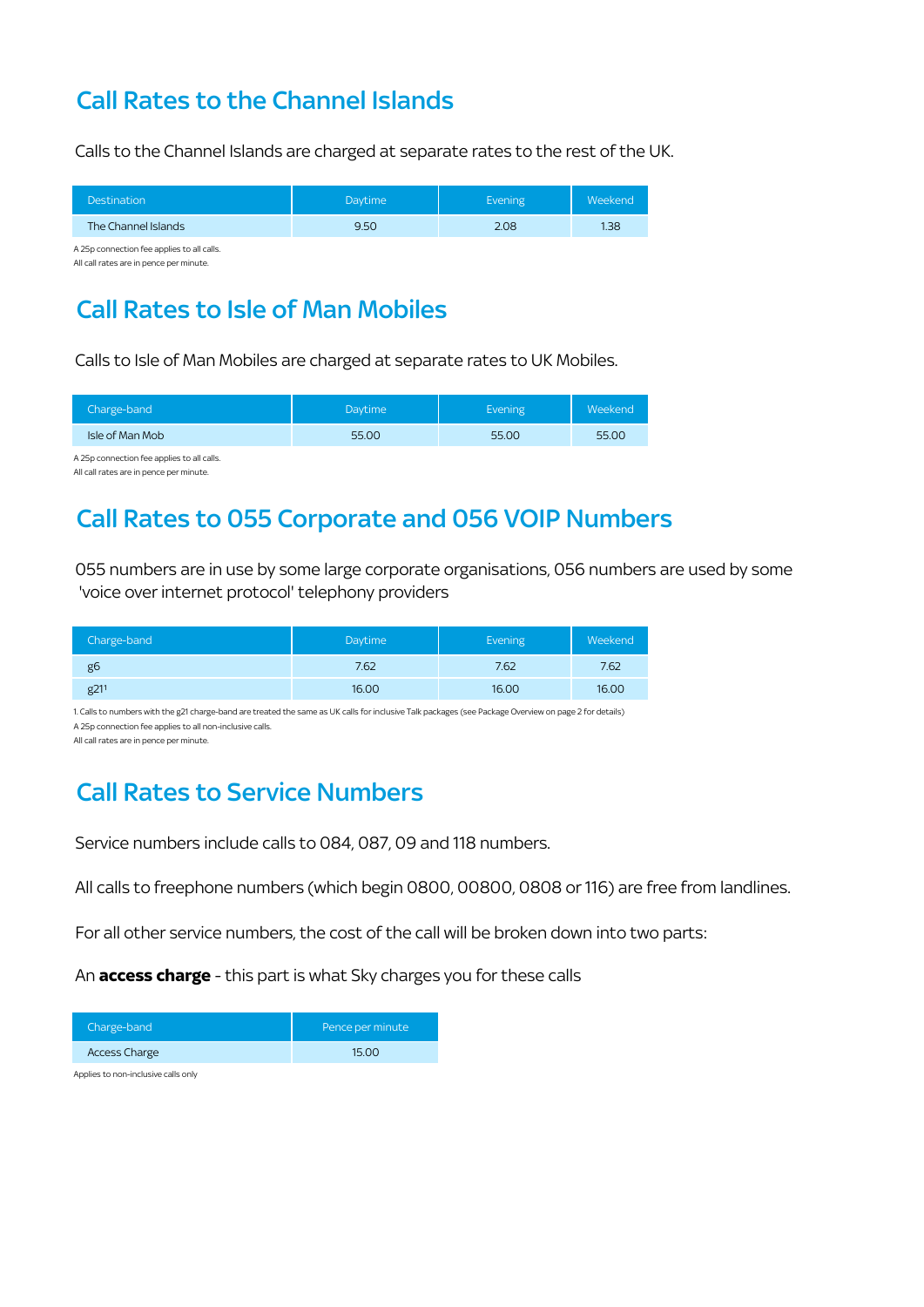## Call Rates to the Channel Islands

Calls to the Channel Islands are charged at separate rates to the rest of the UK.

| Destination | Daytime | Evening | Weekend |
| --- | --- | --- | --- |
| The Channel Islands | 9.50 | 2.08 | 1.38 |

A 25p connection fee applies to all calls.
All call rates are in pence per minute.

## Call Rates to Isle of Man Mobiles

Calls to Isle of Man Mobiles are charged at separate rates to UK Mobiles.

| Charge-band | Daytime | Evening | Weekend |
| --- | --- | --- | --- |
| Isle of Man Mob | 55.00 | 55.00 | 55.00 |

A 25p connection fee applies to all calls.
All call rates are in pence per minute.

## Call Rates to 055 Corporate and 056 VOIP Numbers

055 numbers are in use by some large corporate organisations, 056 numbers are used by some 'voice over internet protocol' telephony providers

| Charge-band | Daytime | Evening | Weekend |
| --- | --- | --- | --- |
| g6 | 7.62 | 7.62 | 7.62 |
| g21[1] | 16.00 | 16.00 | 16.00 |

1. Calls to numbers with the g21 charge-band are treated the same as UK calls for inclusive Talk packages (see Package Overview on page 2 for details)
A 25p connection fee applies to all non-inclusive calls.
All call rates are in pence per minute.

## Call Rates to Service Numbers

Service numbers include calls to 084, 087, 09 and 118 numbers.

All calls to freephone numbers (which begin 0800, 00800, 0808 or 116) are free from landlines.

For all other service numbers, the cost of the call will be broken down into two parts:

An **access charge** - this part is what Sky charges you for these calls

| Charge-band | Pence per minute |
| --- | --- |
| Access Charge | 15.00 |

Applies to non-inclusive calls only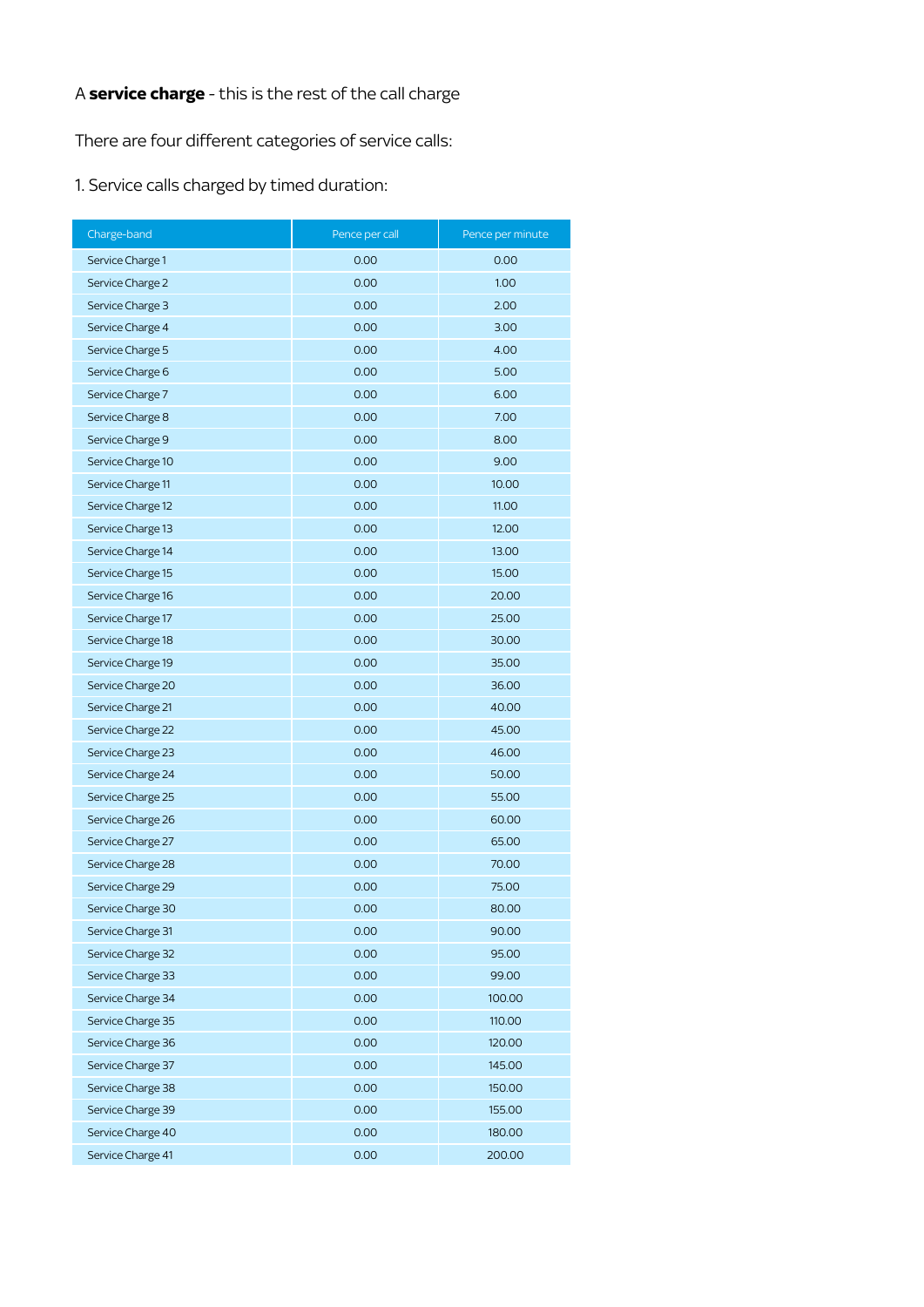A **service charge** - this is the rest of the call charge

There are four different categories of service calls:

1. Service calls charged by timed duration:

| Charge-band | Pence per call | Pence per minute |
|---|---|---|
| Service Charge 1 | 0.00 | 0.00 |
| Service Charge 2 | 0.00 | 1.00 |
| Service Charge 3 | 0.00 | 2.00 |
| Service Charge 4 | 0.00 | 3.00 |
| Service Charge 5 | 0.00 | 4.00 |
| Service Charge 6 | 0.00 | 5.00 |
| Service Charge 7 | 0.00 | 6.00 |
| Service Charge 8 | 0.00 | 7.00 |
| Service Charge 9 | 0.00 | 8.00 |
| Service Charge 10 | 0.00 | 9.00 |
| Service Charge 11 | 0.00 | 10.00 |
| Service Charge 12 | 0.00 | 11.00 |
| Service Charge 13 | 0.00 | 12.00 |
| Service Charge 14 | 0.00 | 13.00 |
| Service Charge 15 | 0.00 | 15.00 |
| Service Charge 16 | 0.00 | 20.00 |
| Service Charge 17 | 0.00 | 25.00 |
| Service Charge 18 | 0.00 | 30.00 |
| Service Charge 19 | 0.00 | 35.00 |
| Service Charge 20 | 0.00 | 36.00 |
| Service Charge 21 | 0.00 | 40.00 |
| Service Charge 22 | 0.00 | 45.00 |
| Service Charge 23 | 0.00 | 46.00 |
| Service Charge 24 | 0.00 | 50.00 |
| Service Charge 25 | 0.00 | 55.00 |
| Service Charge 26 | 0.00 | 60.00 |
| Service Charge 27 | 0.00 | 65.00 |
| Service Charge 28 | 0.00 | 70.00 |
| Service Charge 29 | 0.00 | 75.00 |
| Service Charge 30 | 0.00 | 80.00 |
| Service Charge 31 | 0.00 | 90.00 |
| Service Charge 32 | 0.00 | 95.00 |
| Service Charge 33 | 0.00 | 99.00 |
| Service Charge 34 | 0.00 | 100.00 |
| Service Charge 35 | 0.00 | 110.00 |
| Service Charge 36 | 0.00 | 120.00 |
| Service Charge 37 | 0.00 | 145.00 |
| Service Charge 38 | 0.00 | 150.00 |
| Service Charge 39 | 0.00 | 155.00 |
| Service Charge 40 | 0.00 | 180.00 |
| Service Charge 41 | 0.00 | 200.00 |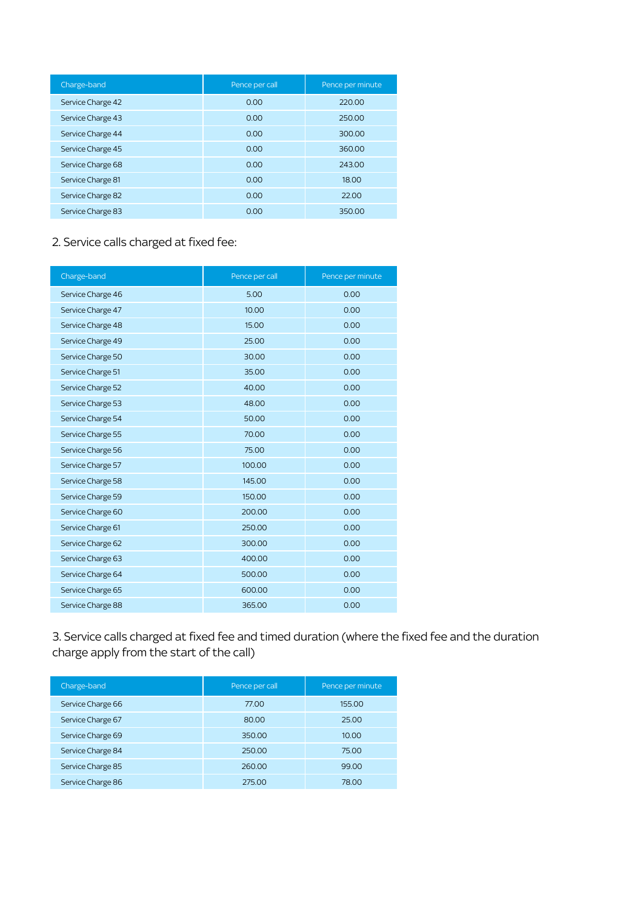| Charge-band | Pence per call | Pence per minute |
| --- | --- | --- |
| Service Charge 42 | 0.00 | 220.00 |
| Service Charge 43 | 0.00 | 250.00 |
| Service Charge 44 | 0.00 | 300.00 |
| Service Charge 45 | 0.00 | 360.00 |
| Service Charge 68 | 0.00 | 243.00 |
| Service Charge 81 | 0.00 | 18.00 |
| Service Charge 82 | 0.00 | 22.00 |
| Service Charge 83 | 0.00 | 350.00 |

2. Service calls charged at fixed fee:

| Charge-band | Pence per call | Pence per minute |
| --- | --- | --- |
| Service Charge 46 | 5.00 | 0.00 |
| Service Charge 47 | 10.00 | 0.00 |
| Service Charge 48 | 15.00 | 0.00 |
| Service Charge 49 | 25.00 | 0.00 |
| Service Charge 50 | 30.00 | 0.00 |
| Service Charge 51 | 35.00 | 0.00 |
| Service Charge 52 | 40.00 | 0.00 |
| Service Charge 53 | 48.00 | 0.00 |
| Service Charge 54 | 50.00 | 0.00 |
| Service Charge 55 | 70.00 | 0.00 |
| Service Charge 56 | 75.00 | 0.00 |
| Service Charge 57 | 100.00 | 0.00 |
| Service Charge 58 | 145.00 | 0.00 |
| Service Charge 59 | 150.00 | 0.00 |
| Service Charge 60 | 200.00 | 0.00 |
| Service Charge 61 | 250.00 | 0.00 |
| Service Charge 62 | 300.00 | 0.00 |
| Service Charge 63 | 400.00 | 0.00 |
| Service Charge 64 | 500.00 | 0.00 |
| Service Charge 65 | 600.00 | 0.00 |
| Service Charge 88 | 365.00 | 0.00 |

3. Service calls charged at fixed fee and timed duration (where the fixed fee and the duration charge apply from the start of the call)

| Charge-band | Pence per call | Pence per minute |
| --- | --- | --- |
| Service Charge 66 | 77.00 | 155.00 |
| Service Charge 67 | 80.00 | 25.00 |
| Service Charge 69 | 350.00 | 10.00 |
| Service Charge 84 | 250.00 | 75.00 |
| Service Charge 85 | 260.00 | 99.00 |
| Service Charge 86 | 275.00 | 78.00 |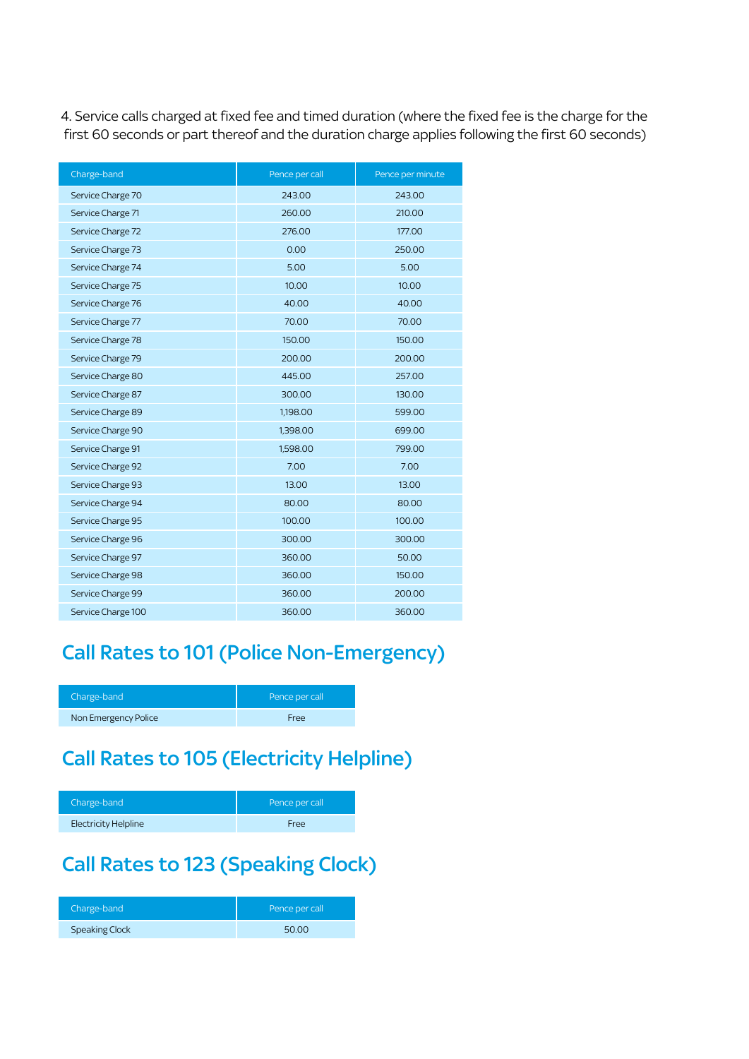4. Service calls charged at fixed fee and timed duration (where the fixed fee is the charge for the first 60 seconds or part thereof and the duration charge applies following the first 60 seconds)

| Charge-band | Pence per call | Pence per minute |
|---|---|---|
| Service Charge 70 | 243.00 | 243.00 |
| Service Charge 71 | 260.00 | 210.00 |
| Service Charge 72 | 276.00 | 177.00 |
| Service Charge 73 | 0.00 | 250.00 |
| Service Charge 74 | 5.00 | 5.00 |
| Service Charge 75 | 10.00 | 10.00 |
| Service Charge 76 | 40.00 | 40.00 |
| Service Charge 77 | 70.00 | 70.00 |
| Service Charge 78 | 150.00 | 150.00 |
| Service Charge 79 | 200.00 | 200.00 |
| Service Charge 80 | 445.00 | 257.00 |
| Service Charge 87 | 300.00 | 130.00 |
| Service Charge 89 | 1,198.00 | 599.00 |
| Service Charge 90 | 1,398.00 | 699.00 |
| Service Charge 91 | 1,598.00 | 799.00 |
| Service Charge 92 | 7.00 | 7.00 |
| Service Charge 93 | 13.00 | 13.00 |
| Service Charge 94 | 80.00 | 80.00 |
| Service Charge 95 | 100.00 | 100.00 |
| Service Charge 96 | 300.00 | 300.00 |
| Service Charge 97 | 360.00 | 50.00 |
| Service Charge 98 | 360.00 | 150.00 |
| Service Charge 99 | 360.00 | 200.00 |
| Service Charge 100 | 360.00 | 360.00 |

## Call Rates to 101 (Police Non-Emergency)

| Charge-band | Pence per call |
|---|---|
| Non Emergency Police | Free |

## Call Rates to 105 (Electricity Helpline)

| Charge-band | Pence per call |
|---|---|
| Electricity Helpline | Free |

## Call Rates to 123 (Speaking Clock)

| Charge-band | Pence per call |
|---|---|
| Speaking Clock | 50.00 |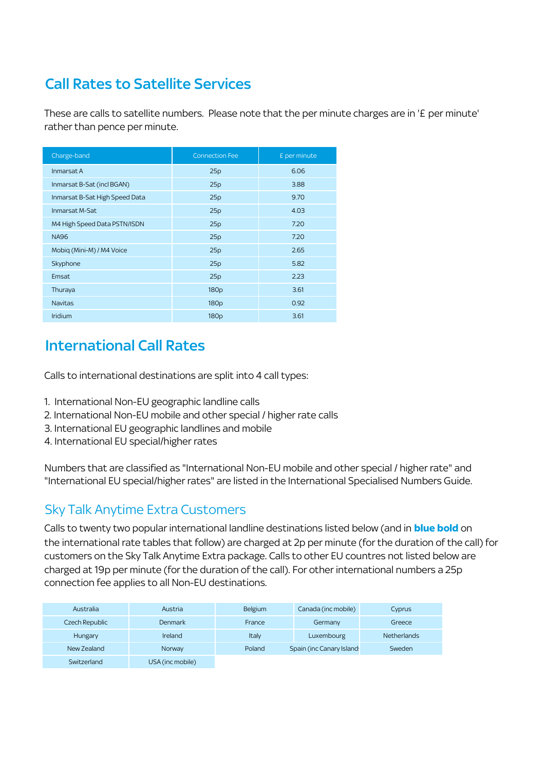## Call Rates to Satellite Services

These are calls to satellite numbers. Please note that the per minute charges are in '£ per minute' rather than pence per minute.

| Charge-band | Connection Fee | £ per minute |
| --- | --- | --- |
| Inmarsat A | 25p | 6.06 |
| Inmarsat B-Sat (incl BGAN) | 25p | 3.88 |
| Inmarsat B-Sat High Speed Data | 25p | 9.70 |
| Inmarsat M-Sat | 25p | 4.03 |
| M4 High Speed Data PSTN/ISDN | 25p | 7.20 |
| NA96 | 25p | 7.20 |
| Mobiq (Mini-M) / M4 Voice | 25p | 2.65 |
| Skyphone | 25p | 5.82 |
| Emsat | 25p | 2.23 |
| Thuraya | 180p | 3.61 |
| Navitas | 180p | 0.92 |
| Iridium | 180p | 3.61 |

## International Call Rates

Calls to international destinations are split into 4 call types:

1. International Non-EU geographic landline calls
2. International Non-EU mobile and other special / higher rate calls
3. International EU geographic landlines and mobile
4. International EU special/higher rates

Numbers that are classified as "International Non-EU mobile and other special / higher rate" and "International EU special/higher rates" are listed in the International Specialised Numbers Guide.

### Sky Talk Anytime Extra Customers

Calls to twenty two popular international landline destinations listed below (and in **blue bold** on the international rate tables that follow) are charged at 2p per minute (for the duration of the call) for customers on the Sky Talk Anytime Extra package. Calls to other EU countres not listed below are charged at 19p per minute (for the duration of the call). For other international numbers a 25p connection fee applies to all Non-EU destinations.

| | | | | |
| --- | --- | --- | --- | --- |
| Australia | Austria | Belgium | Canada (inc mobile) | Cyprus |
| Czech Republic | Denmark | France | Germany | Greece |
| Hungary | Ireland | Italy | Luxembourg | Netherlands |
| New Zealand | Norway | Poland | Spain (inc Canary Island: | Sweden |
| Switzerland | USA (inc mobile) | | | |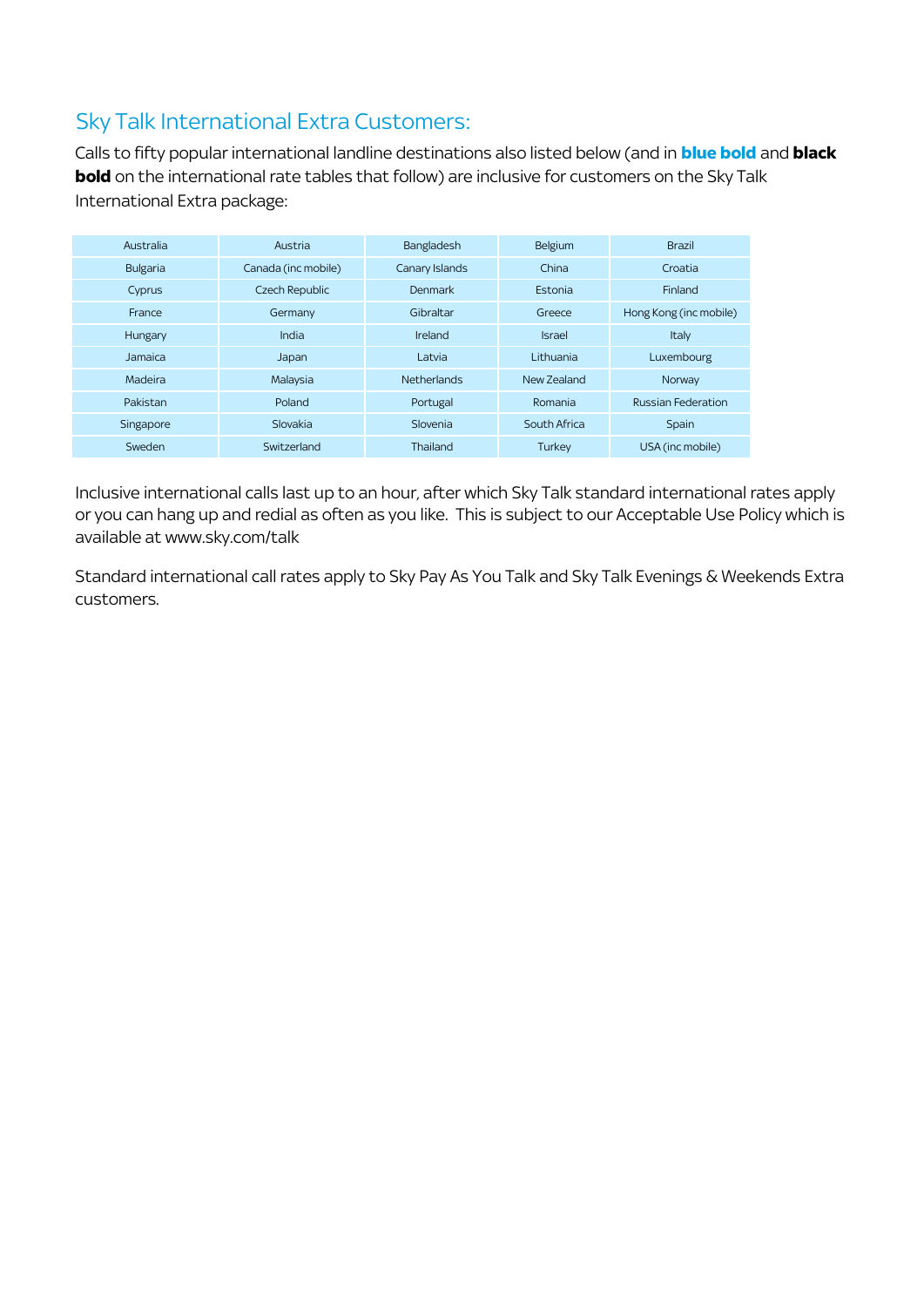## Sky Talk International Extra Customers:

Calls to fifty popular international landline destinations also listed below (and in **blue bold** and **black bold** on the international rate tables that follow) are inclusive for customers on the Sky Talk International Extra package:

| | | | | |
|---|---|---|---|---|
| Australia | Austria | Bangladesh | Belgium | Brazil |
| Bulgaria | Canada (inc mobile) | Canary Islands | China | Croatia |
| Cyprus | Czech Republic | Denmark | Estonia | Finland |
| France | Germany | Gibraltar | Greece | Hong Kong (inc mobile) |
| Hungary | India | Ireland | Israel | Italy |
| Jamaica | Japan | Latvia | Lithuania | Luxembourg |
| Madeira | Malaysia | Netherlands | New Zealand | Norway |
| Pakistan | Poland | Portugal | Romania | Russian Federation |
| Singapore | Slovakia | Slovenia | South Africa | Spain |
| Sweden | Switzerland | Thailand | Turkey | USA (inc mobile) |

Inclusive international calls last up to an hour, after which Sky Talk standard international rates apply or you can hang up and redial as often as you like. This is subject to our Acceptable Use Policy which is available at www.sky.com/talk

Standard international call rates apply to Sky Pay As You Talk and Sky Talk Evenings & Weekends Extra customers.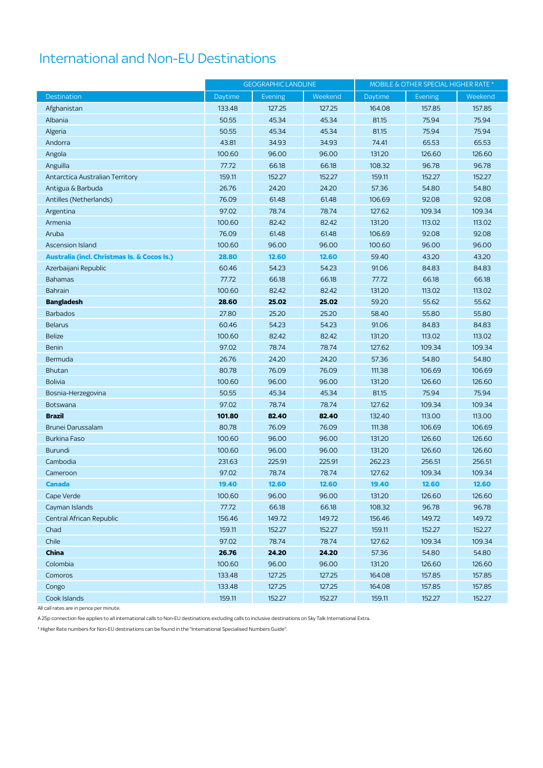# International and Non-EU Destinations

| | GEOGRAPHIC LANDLINE | | | MOBILE & OTHER SPECIAL HIGHER RATE * | | |
|---|---|---|---|---|---|---|
| Destination | Daytime | Evening | Weekend | Daytime | Evening | Weekend |
| Afghanistan | 133.48 | 127.25 | 127.25 | 164.08 | 157.85 | 157.85 |
| Albania | 50.55 | 45.34 | 45.34 | 81.15 | 75.94 | 75.94 |
| Algeria | 50.55 | 45.34 | 45.34 | 81.15 | 75.94 | 75.94 |
| Andorra | 43.81 | 34.93 | 34.93 | 74.41 | 65.53 | 65.53 |
| Angola | 100.60 | 96.00 | 96.00 | 131.20 | 126.60 | 126.60 |
| Anguilla | 77.72 | 66.18 | 66.18 | 108.32 | 96.78 | 96.78 |
| Antarctica Australian Territory | 159.11 | 152.27 | 152.27 | 159.11 | 152.27 | 152.27 |
| Antigua & Barbuda | 26.76 | 24.20 | 24.20 | 57.36 | 54.80 | 54.80 |
| Antilles (Netherlands) | 76.09 | 61.48 | 61.48 | 106.69 | 92.08 | 92.08 |
| Argentina | 97.02 | 78.74 | 78.74 | 127.62 | 109.34 | 109.34 |
| Armenia | 100.60 | 82.42 | 82.42 | 131.20 | 113.02 | 113.02 |
| Aruba | 76.09 | 61.48 | 61.48 | 106.69 | 92.08 | 92.08 |
| Ascension Island | 100.60 | 96.00 | 96.00 | 100.60 | 96.00 | 96.00 |
| **Australia (incl. Christmas Is. & Cocos Is.)** | **28.80** | **12.60** | **12.60** | 59.40 | 43.20 | 43.20 |
| Azerbaijani Republic | 60.46 | 54.23 | 54.23 | 91.06 | 84.83 | 84.83 |
| Bahamas | 77.72 | 66.18 | 66.18 | 77.72 | 66.18 | 66.18 |
| Bahrain | 100.60 | 82.42 | 82.42 | 131.20 | 113.02 | 113.02 |
| **Bangladesh** | **28.60** | **25.02** | **25.02** | 59.20 | 55.62 | 55.62 |
| Barbados | 27.80 | 25.20 | 25.20 | 58.40 | 55.80 | 55.80 |
| Belarus | 60.46 | 54.23 | 54.23 | 91.06 | 84.83 | 84.83 |
| Belize | 100.60 | 82.42 | 82.42 | 131.20 | 113.02 | 113.02 |
| Benin | 97.02 | 78.74 | 78.74 | 127.62 | 109.34 | 109.34 |
| Bermuda | 26.76 | 24.20 | 24.20 | 57.36 | 54.80 | 54.80 |
| Bhutan | 80.78 | 76.09 | 76.09 | 111.38 | 106.69 | 106.69 |
| Bolivia | 100.60 | 96.00 | 96.00 | 131.20 | 126.60 | 126.60 |
| Bosnia-Herzegovina | 50.55 | 45.34 | 45.34 | 81.15 | 75.94 | 75.94 |
| Botswana | 97.02 | 78.74 | 78.74 | 127.62 | 109.34 | 109.34 |
| **Brazil** | **101.80** | **82.40** | **82.40** | 132.40 | 113.00 | 113.00 |
| Brunei Darussalam | 80.78 | 76.09 | 76.09 | 111.38 | 106.69 | 106.69 |
| Burkina Faso | 100.60 | 96.00 | 96.00 | 131.20 | 126.60 | 126.60 |
| Burundi | 100.60 | 96.00 | 96.00 | 131.20 | 126.60 | 126.60 |
| Cambodia | 231.63 | 225.91 | 225.91 | 262.23 | 256.51 | 256.51 |
| Cameroon | 97.02 | 78.74 | 78.74 | 127.62 | 109.34 | 109.34 |
| **Canada** | **19.40** | **12.60** | **12.60** | **19.40** | **12.60** | **12.60** |
| Cape Verde | 100.60 | 96.00 | 96.00 | 131.20 | 126.60 | 126.60 |
| Cayman Islands | 77.72 | 66.18 | 66.18 | 108.32 | 96.78 | 96.78 |
| Central African Republic | 156.46 | 149.72 | 149.72 | 156.46 | 149.72 | 149.72 |
| Chad | 159.11 | 152.27 | 152.27 | 159.11 | 152.27 | 152.27 |
| Chile | 97.02 | 78.74 | 78.74 | 127.62 | 109.34 | 109.34 |
| **China** | **26.76** | **24.20** | **24.20** | 57.36 | 54.80 | 54.80 |
| Colombia | 100.60 | 96.00 | 96.00 | 131.20 | 126.60 | 126.60 |
| Comoros | 133.48 | 127.25 | 127.25 | 164.08 | 157.85 | 157.85 |
| Congo | 133.48 | 127.25 | 127.25 | 164.08 | 157.85 | 157.85 |
| Cook Islands | 159.11 | 152.27 | 152.27 | 159.11 | 152.27 | 152.27 |

All call rates are in pence per minute.

A 25p connection fee applies to all international calls to Non-EU destinations excluding calls to inclusive destinations on Sky Talk International Extra.

* Higher Rate numbers for Non-EU destinations can be found in the "International Specialised Numbers Guide".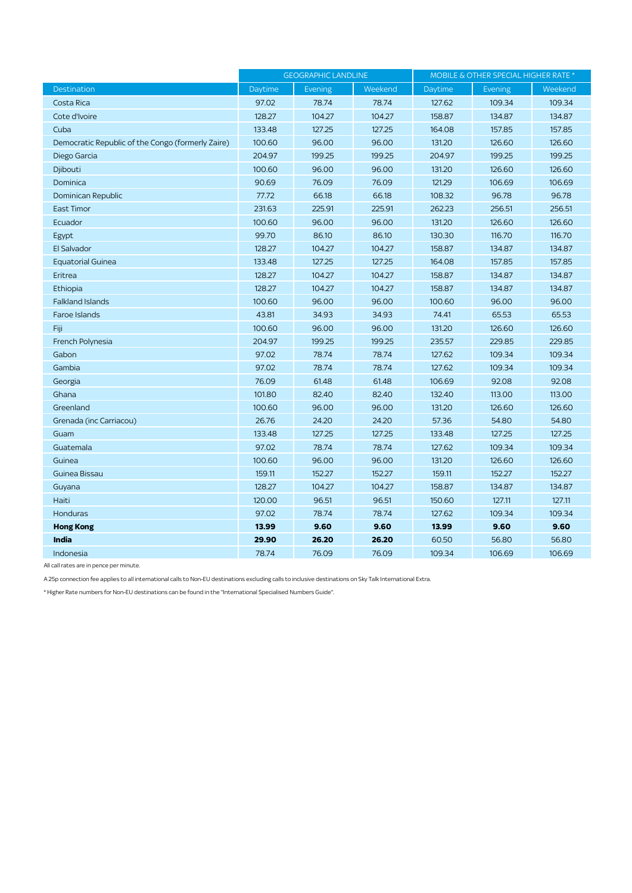| Destination | GEOGRAPHIC LANDLINE | | | MOBILE & OTHER SPECIAL HIGHER RATE * | | |
|---|---|---|---|---|---|---|
| | Daytime | Evening | Weekend | Daytime | Evening | Weekend |
| Costa Rica | 97.02 | 78.74 | 78.74 | 127.62 | 109.34 | 109.34 |
| Cote d'Ivoire | 128.27 | 104.27 | 104.27 | 158.87 | 134.87 | 134.87 |
| Cuba | 133.48 | 127.25 | 127.25 | 164.08 | 157.85 | 157.85 |
| Democratic Republic of the Congo (formerly Zaire) | 100.60 | 96.00 | 96.00 | 131.20 | 126.60 | 126.60 |
| Diego Garcia | 204.97 | 199.25 | 199.25 | 204.97 | 199.25 | 199.25 |
| Djibouti | 100.60 | 96.00 | 96.00 | 131.20 | 126.60 | 126.60 |
| Dominica | 90.69 | 76.09 | 76.09 | 121.29 | 106.69 | 106.69 |
| Dominican Republic | 77.72 | 66.18 | 66.18 | 108.32 | 96.78 | 96.78 |
| East Timor | 231.63 | 225.91 | 225.91 | 262.23 | 256.51 | 256.51 |
| Ecuador | 100.60 | 96.00 | 96.00 | 131.20 | 126.60 | 126.60 |
| Egypt | 99.70 | 86.10 | 86.10 | 130.30 | 116.70 | 116.70 |
| El Salvador | 128.27 | 104.27 | 104.27 | 158.87 | 134.87 | 134.87 |
| Equatorial Guinea | 133.48 | 127.25 | 127.25 | 164.08 | 157.85 | 157.85 |
| Eritrea | 128.27 | 104.27 | 104.27 | 158.87 | 134.87 | 134.87 |
| Ethiopia | 128.27 | 104.27 | 104.27 | 158.87 | 134.87 | 134.87 |
| Falkland Islands | 100.60 | 96.00 | 96.00 | 100.60 | 96.00 | 96.00 |
| Faroe Islands | 43.81 | 34.93 | 34.93 | 74.41 | 65.53 | 65.53 |
| Fiji | 100.60 | 96.00 | 96.00 | 131.20 | 126.60 | 126.60 |
| French Polynesia | 204.97 | 199.25 | 199.25 | 235.57 | 229.85 | 229.85 |
| Gabon | 97.02 | 78.74 | 78.74 | 127.62 | 109.34 | 109.34 |
| Gambia | 97.02 | 78.74 | 78.74 | 127.62 | 109.34 | 109.34 |
| Georgia | 76.09 | 61.48 | 61.48 | 106.69 | 92.08 | 92.08 |
| Ghana | 101.80 | 82.40 | 82.40 | 132.40 | 113.00 | 113.00 |
| Greenland | 100.60 | 96.00 | 96.00 | 131.20 | 126.60 | 126.60 |
| Grenada (inc Carriacou) | 26.76 | 24.20 | 24.20 | 57.36 | 54.80 | 54.80 |
| Guam | 133.48 | 127.25 | 127.25 | 133.48 | 127.25 | 127.25 |
| Guatemala | 97.02 | 78.74 | 78.74 | 127.62 | 109.34 | 109.34 |
| Guinea | 100.60 | 96.00 | 96.00 | 131.20 | 126.60 | 126.60 |
| Guinea Bissau | 159.11 | 152.27 | 152.27 | 159.11 | 152.27 | 152.27 |
| Guyana | 128.27 | 104.27 | 104.27 | 158.87 | 134.87 | 134.87 |
| Haiti | 120.00 | 96.51 | 96.51 | 150.60 | 127.11 | 127.11 |
| Honduras | 97.02 | 78.74 | 78.74 | 127.62 | 109.34 | 109.34 |
| **Hong Kong** | **13.99** | **9.60** | **9.60** | **13.99** | **9.60** | **9.60** |
| **India** | **29.90** | **26.20** | **26.20** | 60.50 | 56.80 | 56.80 |
| Indonesia | 78.74 | 76.09 | 76.09 | 109.34 | 106.69 | 106.69 |

All call rates are in pence per minute.

A 25p connection fee applies to all international calls to Non-EU destinations excluding calls to inclusive destinations on Sky Talk International Extra.

* Higher Rate numbers for Non-EU destinations can be found in the "International Specialised Numbers Guide".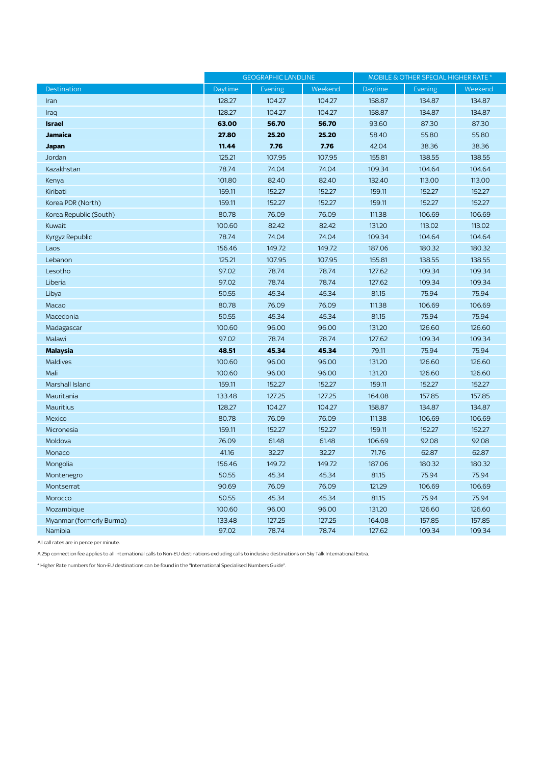| | GEOGRAPHIC LANDLINE | | | MOBILE & OTHER SPECIAL HIGHER RATE * | | |
|---|---|---|---|---|---|---|
| Destination | Daytime | Evening | Weekend | Daytime | Evening | Weekend |
| Iran | 128.27 | 104.27 | 104.27 | 158.87 | 134.87 | 134.87 |
| Iraq | 128.27 | 104.27 | 104.27 | 158.87 | 134.87 | 134.87 |
| **Israel** | **63.00** | **56.70** | **56.70** | 93.60 | 87.30 | 87.30 |
| **Jamaica** | **27.80** | **25.20** | **25.20** | 58.40 | 55.80 | 55.80 |
| **Japan** | **11.44** | **7.76** | **7.76** | 42.04 | 38.36 | 38.36 |
| Jordan | 125.21 | 107.95 | 107.95 | 155.81 | 138.55 | 138.55 |
| Kazakhstan | 78.74 | 74.04 | 74.04 | 109.34 | 104.64 | 104.64 |
| Kenya | 101.80 | 82.40 | 82.40 | 132.40 | 113.00 | 113.00 |
| Kiribati | 159.11 | 152.27 | 152.27 | 159.11 | 152.27 | 152.27 |
| Korea PDR (North) | 159.11 | 152.27 | 152.27 | 159.11 | 152.27 | 152.27 |
| Korea Republic (South) | 80.78 | 76.09 | 76.09 | 111.38 | 106.69 | 106.69 |
| Kuwait | 100.60 | 82.42 | 82.42 | 131.20 | 113.02 | 113.02 |
| Kyrgyz Republic | 78.74 | 74.04 | 74.04 | 109.34 | 104.64 | 104.64 |
| Laos | 156.46 | 149.72 | 149.72 | 187.06 | 180.32 | 180.32 |
| Lebanon | 125.21 | 107.95 | 107.95 | 155.81 | 138.55 | 138.55 |
| Lesotho | 97.02 | 78.74 | 78.74 | 127.62 | 109.34 | 109.34 |
| Liberia | 97.02 | 78.74 | 78.74 | 127.62 | 109.34 | 109.34 |
| Libya | 50.55 | 45.34 | 45.34 | 81.15 | 75.94 | 75.94 |
| Macao | 80.78 | 76.09 | 76.09 | 111.38 | 106.69 | 106.69 |
| Macedonia | 50.55 | 45.34 | 45.34 | 81.15 | 75.94 | 75.94 |
| Madagascar | 100.60 | 96.00 | 96.00 | 131.20 | 126.60 | 126.60 |
| Malawi | 97.02 | 78.74 | 78.74 | 127.62 | 109.34 | 109.34 |
| **Malaysia** | **48.51** | **45.34** | **45.34** | 79.11 | 75.94 | 75.94 |
| Maldives | 100.60 | 96.00 | 96.00 | 131.20 | 126.60 | 126.60 |
| Mali | 100.60 | 96.00 | 96.00 | 131.20 | 126.60 | 126.60 |
| Marshall Island | 159.11 | 152.27 | 152.27 | 159.11 | 152.27 | 152.27 |
| Mauritania | 133.48 | 127.25 | 127.25 | 164.08 | 157.85 | 157.85 |
| Mauritius | 128.27 | 104.27 | 104.27 | 158.87 | 134.87 | 134.87 |
| Mexico | 80.78 | 76.09 | 76.09 | 111.38 | 106.69 | 106.69 |
| Micronesia | 159.11 | 152.27 | 152.27 | 159.11 | 152.27 | 152.27 |
| Moldova | 76.09 | 61.48 | 61.48 | 106.69 | 92.08 | 92.08 |
| Monaco | 41.16 | 32.27 | 32.27 | 71.76 | 62.87 | 62.87 |
| Mongolia | 156.46 | 149.72 | 149.72 | 187.06 | 180.32 | 180.32 |
| Montenegro | 50.55 | 45.34 | 45.34 | 81.15 | 75.94 | 75.94 |
| Montserrat | 90.69 | 76.09 | 76.09 | 121.29 | 106.69 | 106.69 |
| Morocco | 50.55 | 45.34 | 45.34 | 81.15 | 75.94 | 75.94 |
| Mozambique | 100.60 | 96.00 | 96.00 | 131.20 | 126.60 | 126.60 |
| Myanmar (formerly Burma) | 133.48 | 127.25 | 127.25 | 164.08 | 157.85 | 157.85 |
| Namibia | 97.02 | 78.74 | 78.74 | 127.62 | 109.34 | 109.34 |

All call rates are in pence per minute.

A 25p connection fee applies to all international calls to Non-EU destinations excluding calls to inclusive destinations on Sky Talk International Extra.

* Higher Rate numbers for Non-EU destinations can be found in the "International Specialised Numbers Guide".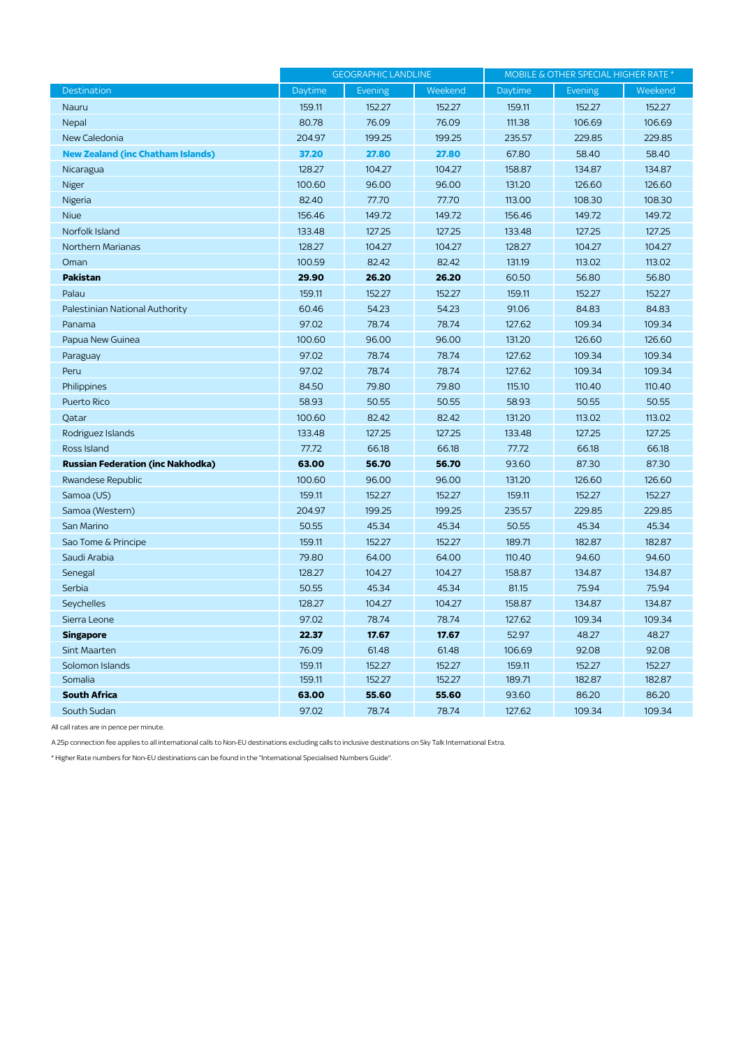| | GEOGRAPHIC LANDLINE | | | MOBILE & OTHER SPECIAL HIGHER RATE * | | |
|---|---|---|---|---|---|---|
| Destination | Daytime | Evening | Weekend | Daytime | Evening | Weekend |
| Nauru | 159.11 | 152.27 | 152.27 | 159.11 | 152.27 | 152.27 |
| Nepal | 80.78 | 76.09 | 76.09 | 111.38 | 106.69 | 106.69 |
| New Caledonia | 204.97 | 199.25 | 199.25 | 235.57 | 229.85 | 229.85 |
| **New Zealand (inc Chatham Islands)** | **37.20** | **27.80** | **27.80** | 67.80 | 58.40 | 58.40 |
| Nicaragua | 128.27 | 104.27 | 104.27 | 158.87 | 134.87 | 134.87 |
| Niger | 100.60 | 96.00 | 96.00 | 131.20 | 126.60 | 126.60 |
| Nigeria | 82.40 | 77.70 | 77.70 | 113.00 | 108.30 | 108.30 |
| Niue | 156.46 | 149.72 | 149.72 | 156.46 | 149.72 | 149.72 |
| Norfolk Island | 133.48 | 127.25 | 127.25 | 133.48 | 127.25 | 127.25 |
| Northern Marianas | 128.27 | 104.27 | 104.27 | 128.27 | 104.27 | 104.27 |
| Oman | 100.59 | 82.42 | 82.42 | 131.19 | 113.02 | 113.02 |
| **Pakistan** | **29.90** | **26.20** | **26.20** | 60.50 | 56.80 | 56.80 |
| Palau | 159.11 | 152.27 | 152.27 | 159.11 | 152.27 | 152.27 |
| Palestinian National Authority | 60.46 | 54.23 | 54.23 | 91.06 | 84.83 | 84.83 |
| Panama | 97.02 | 78.74 | 78.74 | 127.62 | 109.34 | 109.34 |
| Papua New Guinea | 100.60 | 96.00 | 96.00 | 131.20 | 126.60 | 126.60 |
| Paraguay | 97.02 | 78.74 | 78.74 | 127.62 | 109.34 | 109.34 |
| Peru | 97.02 | 78.74 | 78.74 | 127.62 | 109.34 | 109.34 |
| Philippines | 84.50 | 79.80 | 79.80 | 115.10 | 110.40 | 110.40 |
| Puerto Rico | 58.93 | 50.55 | 50.55 | 58.93 | 50.55 | 50.55 |
| Qatar | 100.60 | 82.42 | 82.42 | 131.20 | 113.02 | 113.02 |
| Rodriguez Islands | 133.48 | 127.25 | 127.25 | 133.48 | 127.25 | 127.25 |
| Ross Island | 77.72 | 66.18 | 66.18 | 77.72 | 66.18 | 66.18 |
| **Russian Federation (inc Nakhodka)** | **63.00** | **56.70** | **56.70** | 93.60 | 87.30 | 87.30 |
| Rwandese Republic | 100.60 | 96.00 | 96.00 | 131.20 | 126.60 | 126.60 |
| Samoa (US) | 159.11 | 152.27 | 152.27 | 159.11 | 152.27 | 152.27 |
| Samoa (Western) | 204.97 | 199.25 | 199.25 | 235.57 | 229.85 | 229.85 |
| San Marino | 50.55 | 45.34 | 45.34 | 50.55 | 45.34 | 45.34 |
| Sao Tome & Principe | 159.11 | 152.27 | 152.27 | 189.71 | 182.87 | 182.87 |
| Saudi Arabia | 79.80 | 64.00 | 64.00 | 110.40 | 94.60 | 94.60 |
| Senegal | 128.27 | 104.27 | 104.27 | 158.87 | 134.87 | 134.87 |
| Serbia | 50.55 | 45.34 | 45.34 | 81.15 | 75.94 | 75.94 |
| Seychelles | 128.27 | 104.27 | 104.27 | 158.87 | 134.87 | 134.87 |
| Sierra Leone | 97.02 | 78.74 | 78.74 | 127.62 | 109.34 | 109.34 |
| **Singapore** | **22.37** | **17.67** | **17.67** | 52.97 | 48.27 | 48.27 |
| Sint Maarten | 76.09 | 61.48 | 61.48 | 106.69 | 92.08 | 92.08 |
| Solomon Islands | 159.11 | 152.27 | 152.27 | 159.11 | 152.27 | 152.27 |
| Somalia | 159.11 | 152.27 | 152.27 | 189.71 | 182.87 | 182.87 |
| **South Africa** | **63.00** | **55.60** | **55.60** | 93.60 | 86.20 | 86.20 |
| South Sudan | 97.02 | 78.74 | 78.74 | 127.62 | 109.34 | 109.34 |

All call rates are in pence per minute.

A 25p connection fee applies to all international calls to Non-EU destinations excluding calls to inclusive destinations on Sky Talk International Extra.

* Higher Rate numbers for Non-EU destinations can be found in the "International Specialised Numbers Guide".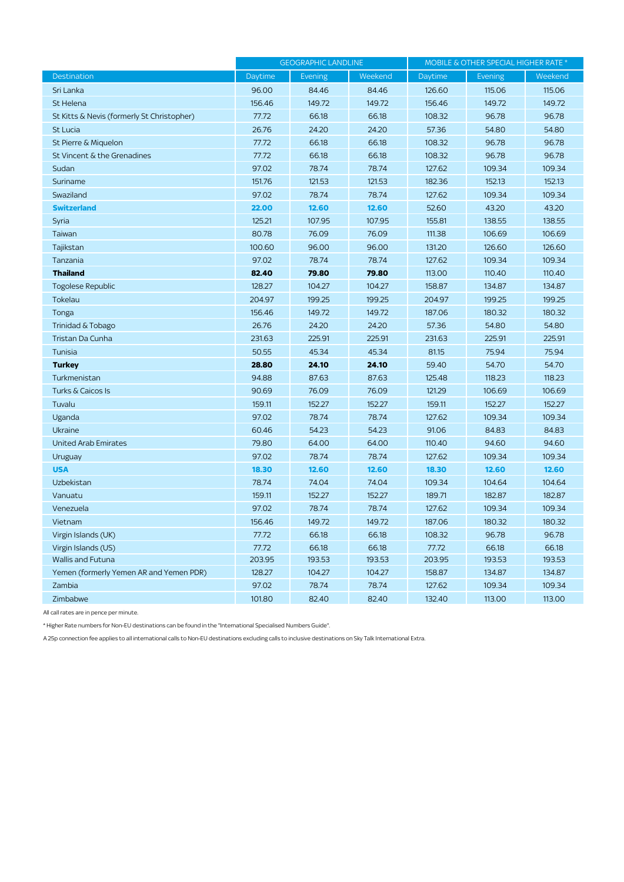| | GEOGRAPHIC LANDLINE | | | MOBILE & OTHER SPECIAL HIGHER RATE * | | |
|---|---|---|---|---|---|---|
| Destination | Daytime | Evening | Weekend | Daytime | Evening | Weekend |
| Sri Lanka | 96.00 | 84.46 | 84.46 | 126.60 | 115.06 | 115.06 |
| St Helena | 156.46 | 149.72 | 149.72 | 156.46 | 149.72 | 149.72 |
| St Kitts & Nevis (formerly St Christopher) | 77.72 | 66.18 | 66.18 | 108.32 | 96.78 | 96.78 |
| St Lucia | 26.76 | 24.20 | 24.20 | 57.36 | 54.80 | 54.80 |
| St Pierre & Miquelon | 77.72 | 66.18 | 66.18 | 108.32 | 96.78 | 96.78 |
| St Vincent & the Grenadines | 77.72 | 66.18 | 66.18 | 108.32 | 96.78 | 96.78 |
| Sudan | 97.02 | 78.74 | 78.74 | 127.62 | 109.34 | 109.34 |
| Suriname | 151.76 | 121.53 | 121.53 | 182.36 | 152.13 | 152.13 |
| Swaziland | 97.02 | 78.74 | 78.74 | 127.62 | 109.34 | 109.34 |
| **Switzerland** | **22.00** | **12.60** | **12.60** | 52.60 | 43.20 | 43.20 |
| Syria | 125.21 | 107.95 | 107.95 | 155.81 | 138.55 | 138.55 |
| Taiwan | 80.78 | 76.09 | 76.09 | 111.38 | 106.69 | 106.69 |
| Tajikstan | 100.60 | 96.00 | 96.00 | 131.20 | 126.60 | 126.60 |
| Tanzania | 97.02 | 78.74 | 78.74 | 127.62 | 109.34 | 109.34 |
| **Thailand** | **82.40** | **79.80** | **79.80** | 113.00 | 110.40 | 110.40 |
| Togolese Republic | 128.27 | 104.27 | 104.27 | 158.87 | 134.87 | 134.87 |
| Tokelau | 204.97 | 199.25 | 199.25 | 204.97 | 199.25 | 199.25 |
| Tonga | 156.46 | 149.72 | 149.72 | 187.06 | 180.32 | 180.32 |
| Trinidad & Tobago | 26.76 | 24.20 | 24.20 | 57.36 | 54.80 | 54.80 |
| Tristan Da Cunha | 231.63 | 225.91 | 225.91 | 231.63 | 225.91 | 225.91 |
| Tunisia | 50.55 | 45.34 | 45.34 | 81.15 | 75.94 | 75.94 |
| **Turkey** | **28.80** | **24.10** | **24.10** | 59.40 | 54.70 | 54.70 |
| Turkmenistan | 94.88 | 87.63 | 87.63 | 125.48 | 118.23 | 118.23 |
| Turks & Caicos Is | 90.69 | 76.09 | 76.09 | 121.29 | 106.69 | 106.69 |
| Tuvalu | 159.11 | 152.27 | 152.27 | 159.11 | 152.27 | 152.27 |
| Uganda | 97.02 | 78.74 | 78.74 | 127.62 | 109.34 | 109.34 |
| Ukraine | 60.46 | 54.23 | 54.23 | 91.06 | 84.83 | 84.83 |
| United Arab Emirates | 79.80 | 64.00 | 64.00 | 110.40 | 94.60 | 94.60 |
| Uruguay | 97.02 | 78.74 | 78.74 | 127.62 | 109.34 | 109.34 |
| **USA** | **18.30** | **12.60** | **12.60** | **18.30** | **12.60** | **12.60** |
| Uzbekistan | 78.74 | 74.04 | 74.04 | 109.34 | 104.64 | 104.64 |
| Vanuatu | 159.11 | 152.27 | 152.27 | 189.71 | 182.87 | 182.87 |
| Venezuela | 97.02 | 78.74 | 78.74 | 127.62 | 109.34 | 109.34 |
| Vietnam | 156.46 | 149.72 | 149.72 | 187.06 | 180.32 | 180.32 |
| Virgin Islands (UK) | 77.72 | 66.18 | 66.18 | 108.32 | 96.78 | 96.78 |
| Virgin Islands (US) | 77.72 | 66.18 | 66.18 | 77.72 | 66.18 | 66.18 |
| Wallis and Futuna | 203.95 | 193.53 | 193.53 | 203.95 | 193.53 | 193.53 |
| Yemen (formerly Yemen AR and Yemen PDR) | 128.27 | 104.27 | 104.27 | 158.87 | 134.87 | 134.87 |
| Zambia | 97.02 | 78.74 | 78.74 | 127.62 | 109.34 | 109.34 |
| Zimbabwe | 101.80 | 82.40 | 82.40 | 132.40 | 113.00 | 113.00 |

All call rates are in pence per minute.

* Higher Rate numbers for Non-EU destinations can be found in the "International Specialised Numbers Guide".

A 25p connection fee applies to all international calls to Non-EU destinations excluding calls to inclusive destinations on Sky Talk International Extra.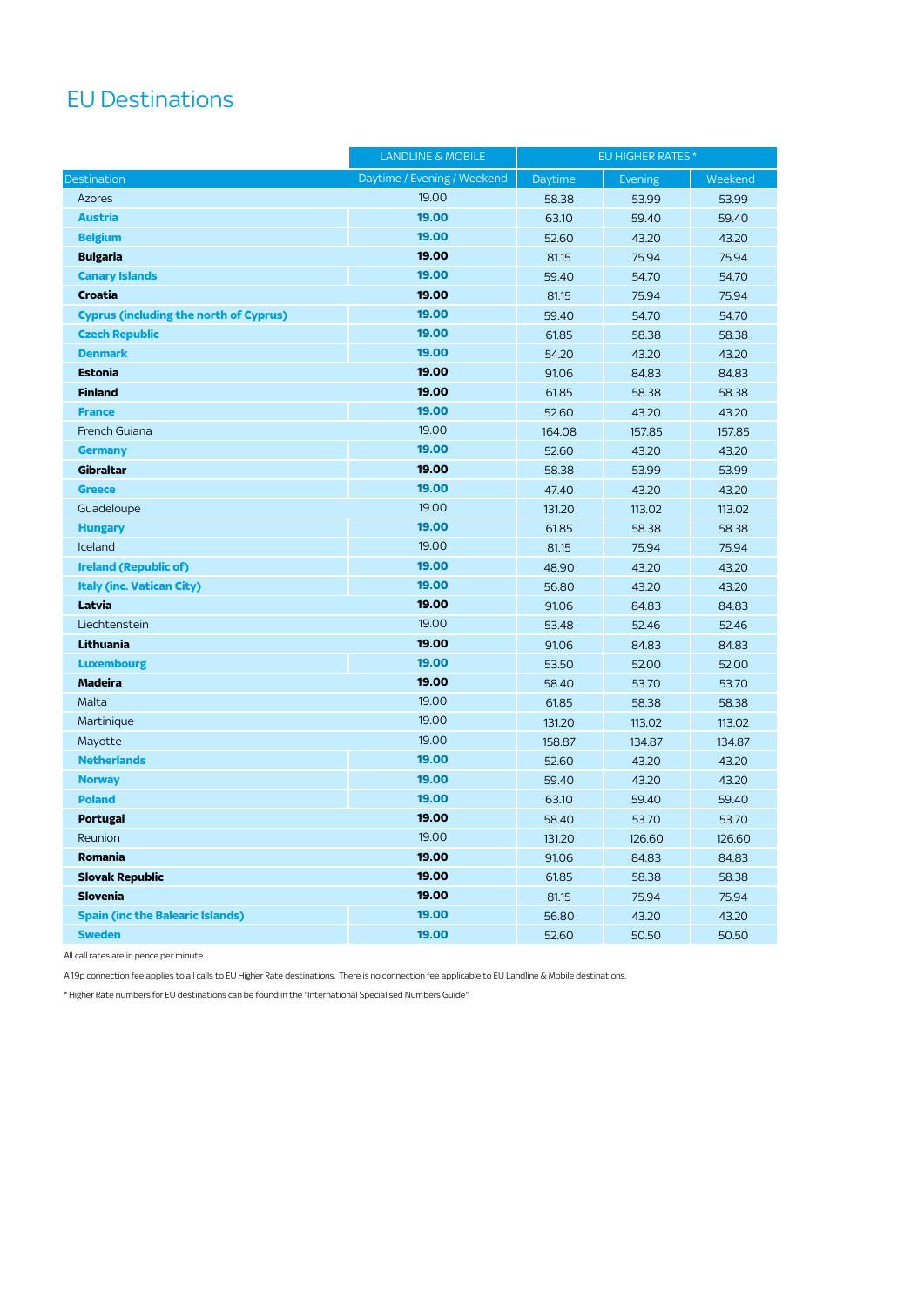# EU Destinations

| | LANDLINE & MOBILE | EU HIGHER RATES * | | |
|---|---|---|---|---|
| Destination | Daytime / Evening / Weekend | Daytime | Evening | Weekend |
| Azores | 19.00 | 58.38 | 53.99 | 53.99 |
| **Austria** | **19.00** | 63.10 | 59.40 | 59.40 |
| **Belgium** | **19.00** | 52.60 | 43.20 | 43.20 |
| **Bulgaria** | **19.00** | 81.15 | 75.94 | 75.94 |
| **Canary Islands** | **19.00** | 59.40 | 54.70 | 54.70 |
| **Croatia** | **19.00** | 81.15 | 75.94 | 75.94 |
| **Cyprus (including the north of Cyprus)** | **19.00** | 59.40 | 54.70 | 54.70 |
| **Czech Republic** | **19.00** | 61.85 | 58.38 | 58.38 |
| **Denmark** | **19.00** | 54.20 | 43.20 | 43.20 |
| **Estonia** | **19.00** | 91.06 | 84.83 | 84.83 |
| **Finland** | **19.00** | 61.85 | 58.38 | 58.38 |
| **France** | **19.00** | 52.60 | 43.20 | 43.20 |
| French Guiana | 19.00 | 164.08 | 157.85 | 157.85 |
| **Germany** | **19.00** | 52.60 | 43.20 | 43.20 |
| **Gibraltar** | **19.00** | 58.38 | 53.99 | 53.99 |
| **Greece** | **19.00** | 47.40 | 43.20 | 43.20 |
| Guadeloupe | 19.00 | 131.20 | 113.02 | 113.02 |
| **Hungary** | **19.00** | 61.85 | 58.38 | 58.38 |
| Iceland | 19.00 | 81.15 | 75.94 | 75.94 |
| **Ireland (Republic of)** | **19.00** | 48.90 | 43.20 | 43.20 |
| **Italy (inc. Vatican City)** | **19.00** | 56.80 | 43.20 | 43.20 |
| **Latvia** | **19.00** | 91.06 | 84.83 | 84.83 |
| Liechtenstein | 19.00 | 53.48 | 52.46 | 52.46 |
| **Lithuania** | **19.00** | 91.06 | 84.83 | 84.83 |
| **Luxembourg** | **19.00** | 53.50 | 52.00 | 52.00 |
| **Madeira** | **19.00** | 58.40 | 53.70 | 53.70 |
| Malta | 19.00 | 61.85 | 58.38 | 58.38 |
| Martinique | 19.00 | 131.20 | 113.02 | 113.02 |
| Mayotte | 19.00 | 158.87 | 134.87 | 134.87 |
| **Netherlands** | **19.00** | 52.60 | 43.20 | 43.20 |
| **Norway** | **19.00** | 59.40 | 43.20 | 43.20 |
| **Poland** | **19.00** | 63.10 | 59.40 | 59.40 |
| **Portugal** | **19.00** | 58.40 | 53.70 | 53.70 |
| Reunion | 19.00 | 131.20 | 126.60 | 126.60 |
| **Romania** | **19.00** | 91.06 | 84.83 | 84.83 |
| **Slovak Republic** | **19.00** | 61.85 | 58.38 | 58.38 |
| **Slovenia** | **19.00** | 81.15 | 75.94 | 75.94 |
| **Spain (inc the Balearic Islands)** | **19.00** | 56.80 | 43.20 | 43.20 |
| **Sweden** | **19.00** | 52.60 | 50.50 | 50.50 |

All call rates are in pence per minute.

A 19p connection fee applies to all calls to EU Higher Rate destinations. There is no connection fee applicable to EU Landline & Mobile destinations.

* Higher Rate numbers for EU destinations can be found in the "International Specialised Numbers Guide"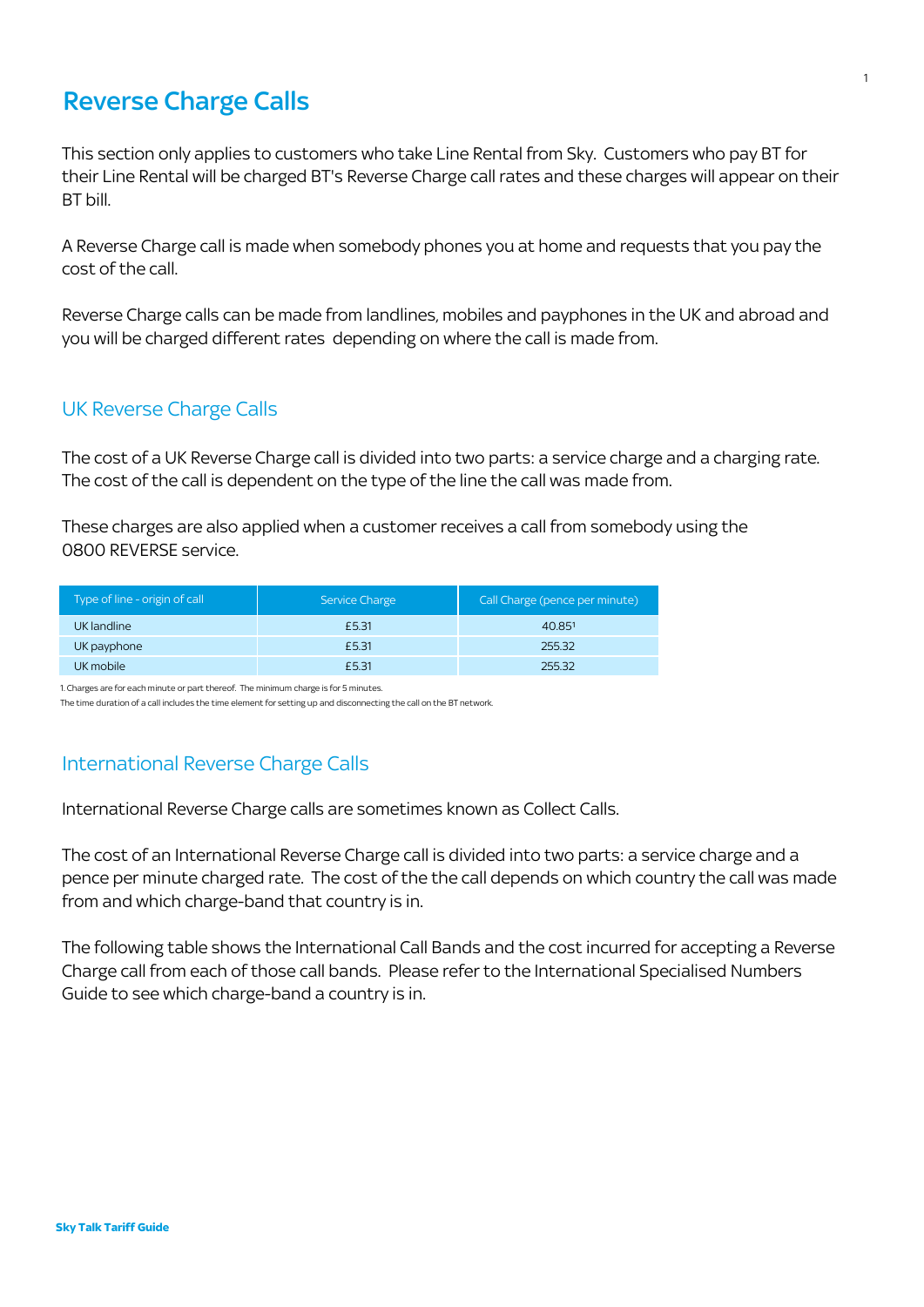# Reverse Charge Calls

This section only applies to customers who take Line Rental from Sky. Customers who pay BT for their Line Rental will be charged BT's Reverse Charge call rates and these charges will appear on their BT bill.

A Reverse Charge call is made when somebody phones you at home and requests that you pay the cost of the call.

Reverse Charge calls can be made from landlines, mobiles and payphones in the UK and abroad and you will be charged different rates depending on where the call is made from.

## UK Reverse Charge Calls

The cost of a UK Reverse Charge call is divided into two parts: a service charge and a charging rate. The cost of the call is dependent on the type of the line the call was made from.

These charges are also applied when a customer receives a call from somebody using the 0800 REVERSE service.

| Type of line - origin of call | Service Charge | Call Charge (pence per minute) |
|---|---|---|
| UK landline | £5.31 | 40.85[1] |
| UK payphone | £5.31 | 255.32 |
| UK mobile | £5.31 | 255.32 |

1. Charges are for each minute or part thereof. The minimum charge is for 5 minutes.
The time duration of a call includes the time element for setting up and disconnecting the call on the BT network.

## International Reverse Charge Calls

International Reverse Charge calls are sometimes known as Collect Calls.

The cost of an International Reverse Charge call is divided into two parts: a service charge and a pence per minute charged rate. The cost of the the call depends on which country the call was made from and which charge-band that country is in.

The following table shows the International Call Bands and the cost incurred for accepting a Reverse Charge call from each of those call bands. Please refer to the International Specialised Numbers Guide to see which charge-band a country is in.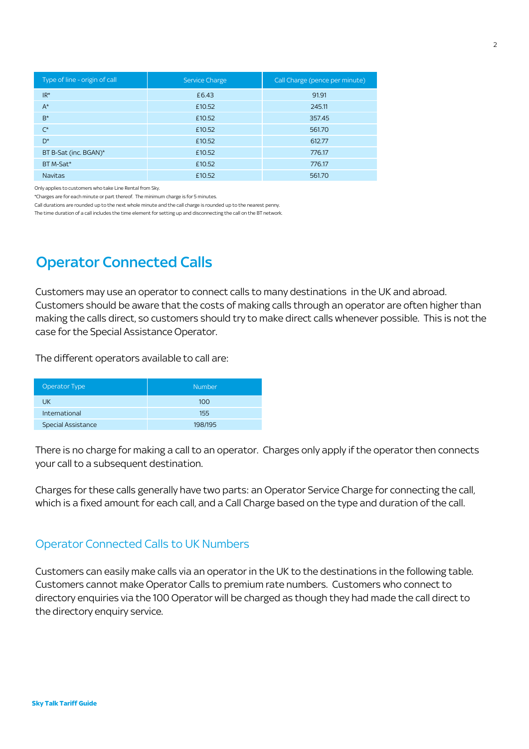| Type of line - origin of call | Service Charge | Call Charge (pence per minute) |
| --- | --- | --- |
| IR* | £6.43 | 91.91 |
| A* | £10.52 | 245.11 |
| B* | £10.52 | 357.45 |
| C* | £10.52 | 561.70 |
| D* | £10.52 | 612.77 |
| BT B-Sat (inc. BGAN)* | £10.52 | 776.17 |
| BT M-Sat* | £10.52 | 776.17 |
| Navitas | £10.52 | 561.70 |

Only applies to customers who take Line Rental from Sky.

*Charges are for each minute or part thereof. The minimum charge is for 5 minutes.

Call durations are rounded up to the next whole minute and the call charge is rounded up to the nearest penny.

The time duration of a call includes the time element for setting up and disconnecting the call on the BT network.

# Operator Connected Calls

Customers may use an operator to connect calls to many destinations in the UK and abroad. Customers should be aware that the costs of making calls through an operator are often higher than making the calls direct, so customers should try to make direct calls whenever possible. This is not the case for the Special Assistance Operator.

The different operators available to call are:

| Operator Type | Number |
| --- | --- |
| UK | 100 |
| International | 155 |
| Special Assistance | 198/195 |

There is no charge for making a call to an operator. Charges only apply if the operator then connects your call to a subsequent destination.

Charges for these calls generally have two parts: an Operator Service Charge for connecting the call, which is a fixed amount for each call, and a Call Charge based on the type and duration of the call.

## Operator Connected Calls to UK Numbers

Customers can easily make calls via an operator in the UK to the destinations in the following table. Customers cannot make Operator Calls to premium rate numbers. Customers who connect to directory enquiries via the 100 Operator will be charged as though they had made the call direct to the directory enquiry service.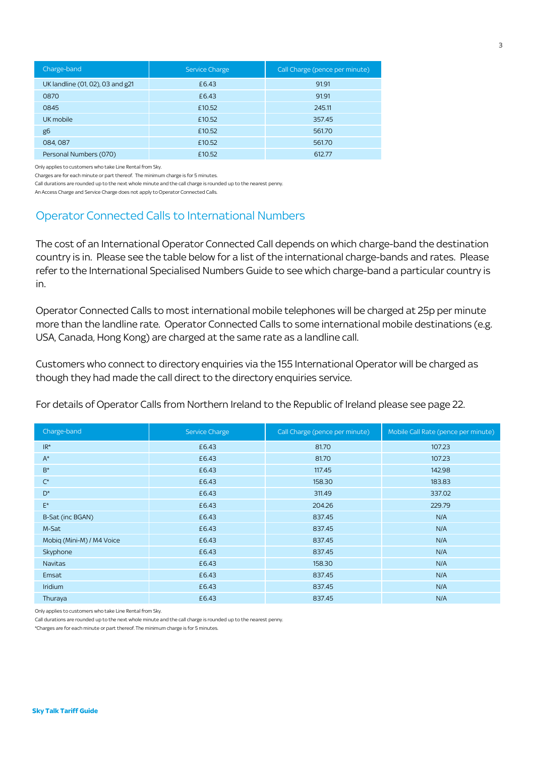| Charge-band | Service Charge | Call Charge (pence per minute) |
| --- | --- | --- |
| UK landline (01, 02), 03 and g21 | £6.43 | 91.91 |
| 0870 | £6.43 | 91.91 |
| 0845 | £10.52 | 245.11 |
| UK mobile | £10.52 | 357.45 |
| g6 | £10.52 | 561.70 |
| 084, 087 | £10.52 | 561.70 |
| Personal Numbers (070) | £10.52 | 612.77 |

Only applies to customers who take Line Rental from Sky.

Charges are for each minute or part thereof. The minimum charge is for 5 minutes.

Call durations are rounded up to the next whole minute and the call charge is rounded up to the nearest penny.

An Access Charge and Service Charge does not apply to Operator Connected Calls.

## Operator Connected Calls to International Numbers

The cost of an International Operator Connected Call depends on which charge-band the destination country is in. Please see the table below for a list of the international charge-bands and rates. Please refer to the International Specialised Numbers Guide to see which charge-band a particular country is in.

Operator Connected Calls to most international mobile telephones will be charged at 25p per minute more than the landline rate. Operator Connected Calls to some international mobile destinations (e.g. USA, Canada, Hong Kong) are charged at the same rate as a landline call.

Customers who connect to directory enquiries via the 155 International Operator will be charged as though they had made the call direct to the directory enquiries service.

For details of Operator Calls from Northern Ireland to the Republic of Ireland please see page 22.

| Charge-band | Service Charge | Call Charge (pence per minute) | Mobile Call Rate (pence per minute) |
| --- | --- | --- | --- |
| IR* | £6.43 | 81.70 | 107.23 |
| A* | £6.43 | 81.70 | 107.23 |
| B* | £6.43 | 117.45 | 142.98 |
| C* | £6.43 | 158.30 | 183.83 |
| D* | £6.43 | 311.49 | 337.02 |
| E* | £6.43 | 204.26 | 229.79 |
| B-Sat (inc BGAN) | £6.43 | 837.45 | N/A |
| M-Sat | £6.43 | 837.45 | N/A |
| Mobiq (Mini-M) / M4 Voice | £6.43 | 837.45 | N/A |
| Skyphone | £6.43 | 837.45 | N/A |
| Navitas | £6.43 | 158.30 | N/A |
| Emsat | £6.43 | 837.45 | N/A |
| Iridium | £6.43 | 837.45 | N/A |
| Thuraya | £6.43 | 837.45 | N/A |

Only applies to customers who take Line Rental from Sky.

Call durations are rounded up to the next whole minute and the call charge is rounded up to the nearest penny.

*Charges are for each minute or part thereof. The minimum charge is for 5 minutes.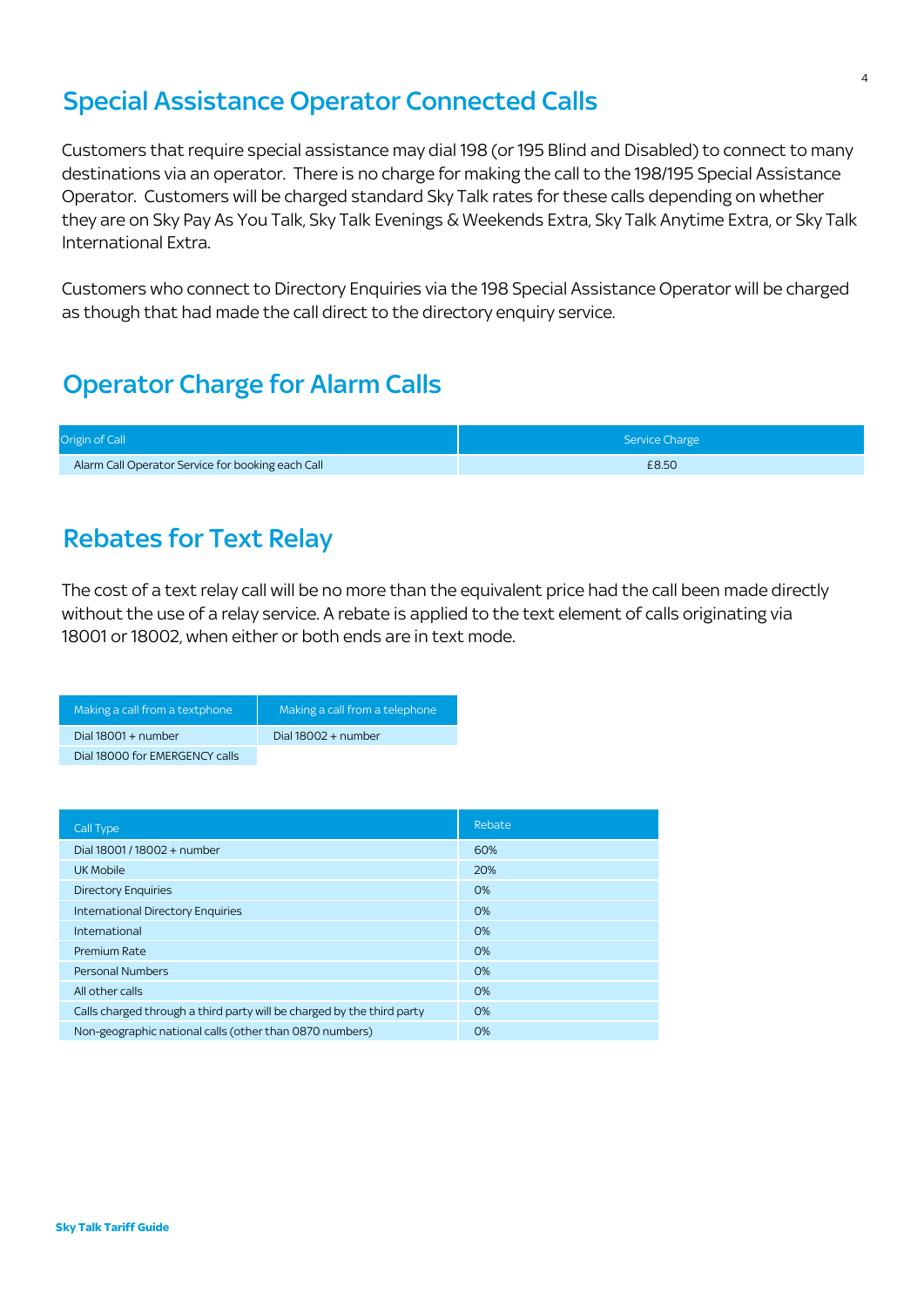## Special Assistance Operator Connected Calls

Customers that require special assistance may dial 198 (or 195 Blind and Disabled) to connect to many destinations via an operator. There is no charge for making the call to the 198/195 Special Assistance Operator. Customers will be charged standard Sky Talk rates for these calls depending on whether they are on Sky Pay As You Talk, Sky Talk Evenings & Weekends Extra, Sky Talk Anytime Extra, or Sky Talk International Extra.

Customers who connect to Directory Enquiries via the 198 Special Assistance Operator will be charged as though that had made the call direct to the directory enquiry service.

## Operator Charge for Alarm Calls

| Origin of Call | Service Charge |
|---|---|
| Alarm Call Operator Service for booking each Call | £8.50 |

## Rebates for Text Relay

The cost of a text relay call will be no more than the equivalent price had the call been made directly without the use of a relay service. A rebate is applied to the text element of calls originating via 18001 or 18002, when either or both ends are in text mode.

| Making a call from a textphone | Making a call from a telephone |
|---|---|
| Dial 18001 + number | Dial 18002 + number |
| Dial 18000 for EMERGENCY calls | |

| Call Type | Rebate |
|---|---|
| Dial 18001 / 18002 + number | 60% |
| UK Mobile | 20% |
| Directory Enquiries | 0% |
| International Directory Enquiries | 0% |
| International | 0% |
| Premium Rate | 0% |
| Personal Numbers | 0% |
| All other calls | 0% |
| Calls charged through a third party will be charged by the third party | 0% |
| Non-geographic national calls (other than 0870 numbers) | 0% |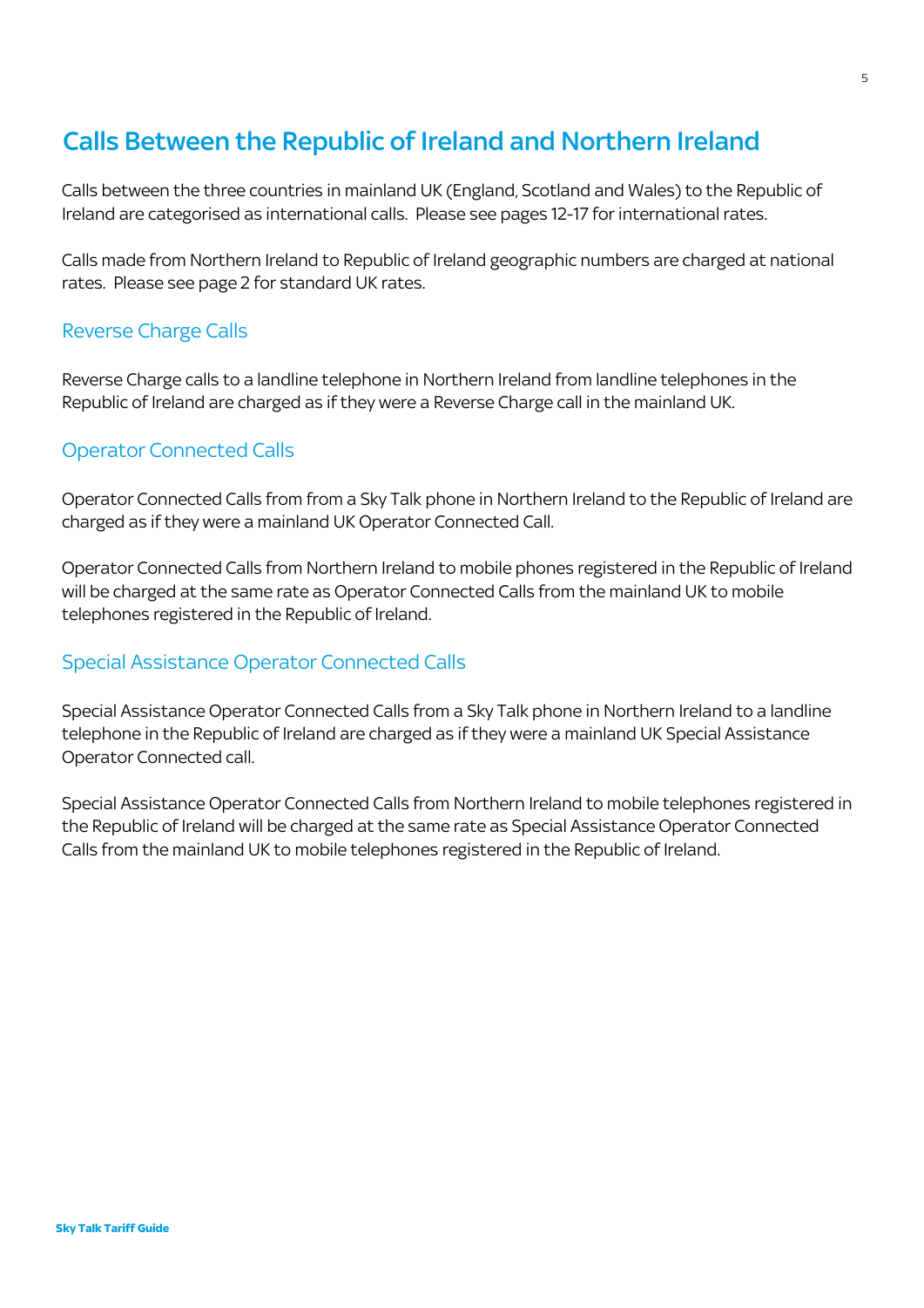# Calls Between the Republic of Ireland and Northern Ireland

Calls between the three countries in mainland UK (England, Scotland and Wales) to the Republic of Ireland are categorised as international calls. Please see pages 12-17 for international rates.

Calls made from Northern Ireland to Republic of Ireland geographic numbers are charged at national rates. Please see page 2 for standard UK rates.

## Reverse Charge Calls

Reverse Charge calls to a landline telephone in Northern Ireland from landline telephones in the Republic of Ireland are charged as if they were a Reverse Charge call in the mainland UK.

## Operator Connected Calls

Operator Connected Calls from from a Sky Talk phone in Northern Ireland to the Republic of Ireland are charged as if they were a mainland UK Operator Connected Call.

Operator Connected Calls from Northern Ireland to mobile phones registered in the Republic of Ireland will be charged at the same rate as Operator Connected Calls from the mainland UK to mobile telephones registered in the Republic of Ireland.

## Special Assistance Operator Connected Calls

Special Assistance Operator Connected Calls from a Sky Talk phone in Northern Ireland to a landline telephone in the Republic of Ireland are charged as if they were a mainland UK Special Assistance Operator Connected call.

Special Assistance Operator Connected Calls from Northern Ireland to mobile telephones registered in the Republic of Ireland will be charged at the same rate as Special Assistance Operator Connected Calls from the mainland UK to mobile telephones registered in the Republic of Ireland.